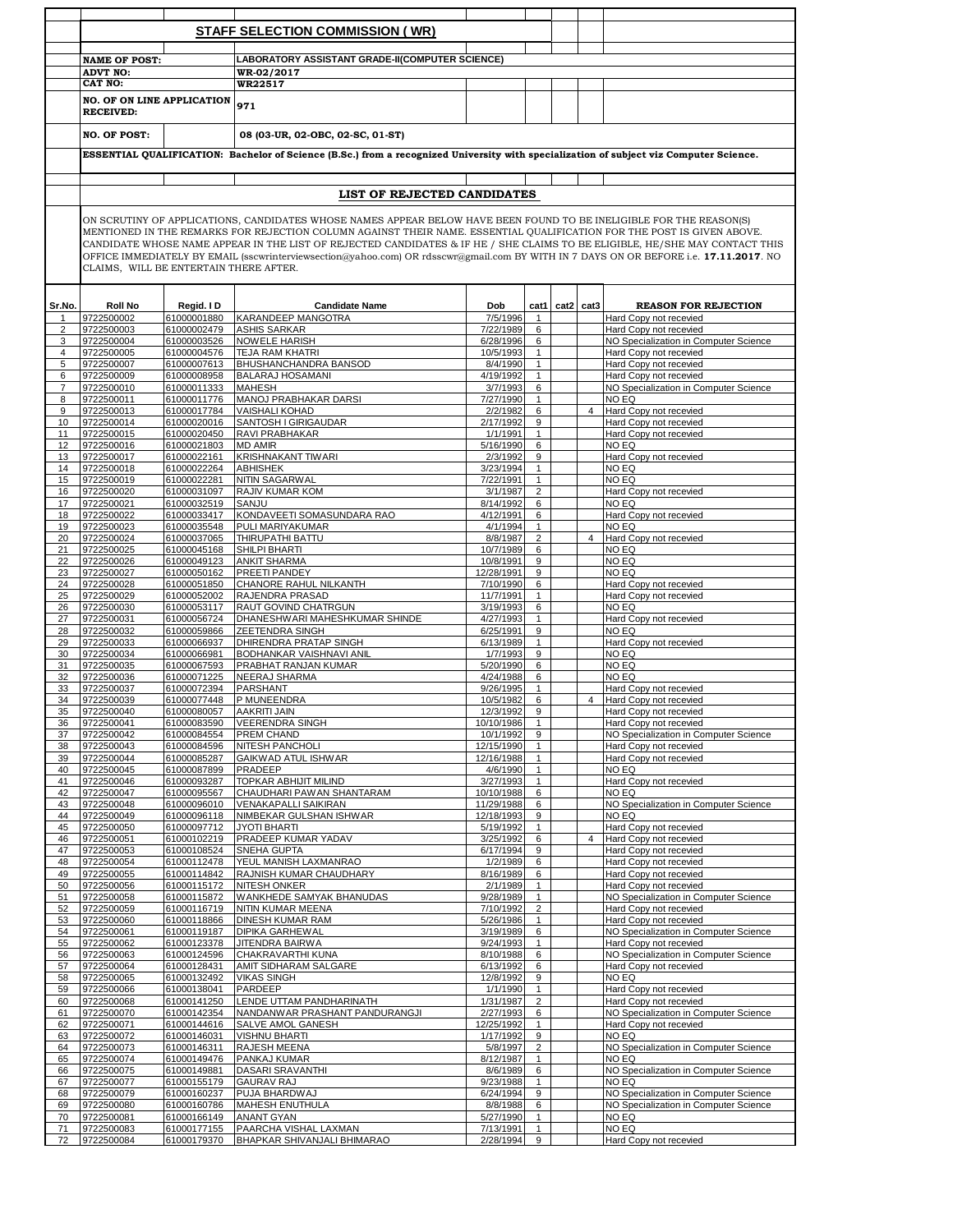## STAFF SELECTION COMMISSION ( WR)

| | |
|---|---|
| **NAME OF POST:** | LABORATORY ASSISTANT GRADE-II(COMPUTER SCIENCE) |
| **ADVT NO:** | WR-02/2017 |
| **CAT NO:** | WR22517 |
| **NO. OF ON LINE APPLICATION RECEIVED:** | 971 |
| **NO. OF POST:** | 08 (03-UR, 02-OBC, 02-SC, 01-ST) |

**ESSENTIAL QUALIFICATION: Bachelor of Science (B.Sc.) from a recognized University with specialization of subject viz Computer Science.**

## LIST OF REJECTED CANDIDATES

ON SCRUTINY OF APPLICATIONS, CANDIDATES WHOSE NAMES APPEAR BELOW HAVE BEEN FOUND TO BE INELIGIBLE FOR THE REASON(S) MENTIONED IN THE REMARKS FOR REJECTION COLUMN AGAINST THEIR NAME. ESSENTIAL QUALIFICATION FOR THE POST IS GIVEN ABOVE. CANDIDATE WHOSE NAME APPEAR IN THE LIST OF REJECTED CANDIDATES & IF HE / SHE CLAIMS TO BE ELIGIBLE, HE/SHE MAY CONTACT THIS OFFICE IMMEDIATELY BY EMAIL (sscwrinterviewsection@yahoo.com) OR rdsscwr@gmail.com BY WITH IN 7 DAYS ON OR BEFORE i.e. **17.11.2017**. NO CLAIMS, WILL BE ENTERTAIN THERE AFTER.

| Sr.No. | Roll No | Regid. I D | Candidate Name | Dob | cat1 | cat2 | cat3 | REASON FOR REJECTION |
|---|---|---|---|---|---|---|---|---|
| 1 | 9722500002 | 61000001880 | KARANDEEP MANGOTRA | 7/5/1996 | 1 | | | Hard Copy not recevied |
| 2 | 9722500003 | 61000002479 | ASHIS SARKAR | 7/22/1989 | 6 | | | Hard Copy not recevied |
| 3 | 9722500004 | 61000003526 | NOWELE HARISH | 6/28/1996 | 6 | | | NO Specialization in Computer Science |
| 4 | 9722500005 | 61000004576 | TEJA RAM KHATRI | 10/5/1993 | 1 | | | Hard Copy not recevied |
| 5 | 9722500007 | 61000007613 | BHUSHANCHANDRA BANSOD | 8/4/1990 | 1 | | | Hard Copy not recevied |
| 6 | 9722500009 | 61000008958 | BALARAJ HOSAMANI | 4/19/1992 | 1 | | | Hard Copy not recevied |
| 7 | 9722500010 | 61000011333 | MAHESH | 3/7/1993 | 6 | | | NO Specialization in Computer Science |
| 8 | 9722500011 | 61000011776 | MANOJ PRABHAKAR DARSI | 7/27/1990 | 1 | | | NO EQ |
| 9 | 9722500013 | 61000017784 | VAISHALI KOHAD | 2/2/1982 | 6 | | 4 | Hard Copy not recevied |
| 10 | 9722500014 | 61000020016 | SANTOSH I GIRIGAUDAR | 2/17/1992 | 9 | | | Hard Copy not recevied |
| 11 | 9722500015 | 61000020450 | RAVI PRABHAKAR | 1/1/1991 | 1 | | | Hard Copy not recevied |
| 12 | 9722500016 | 61000021803 | MD AMIR | 5/16/1990 | 6 | | | NO EQ |
| 13 | 9722500017 | 61000022161 | KRISHNAKANT TIWARI | 2/3/1992 | 9 | | | Hard Copy not recevied |
| 14 | 9722500018 | 61000022264 | ABHISHEK | 3/23/1994 | 1 | | | NO EQ |
| 15 | 9722500019 | 61000022281 | NITIN SAGARWAL | 7/22/1991 | 1 | | | NO EQ |
| 16 | 9722500020 | 61000031097 | RAJIV KUMAR KOM | 3/1/1987 | 2 | | | Hard Copy not recevied |
| 17 | 9722500021 | 61000032519 | SANJU | 8/14/1992 | 6 | | | NO EQ |
| 18 | 9722500022 | 61000033417 | KONDAVEETI SOMASUNDARA RAO | 4/12/1991 | 6 | | | Hard Copy not recevied |
| 19 | 9722500023 | 61000035548 | PULI MARIYAKUMAR | 4/1/1994 | 1 | | | NO EQ |
| 20 | 9722500024 | 61000037065 | THIRUPATHI BATTU | 8/8/1987 | 2 | | 4 | Hard Copy not recevied |
| 21 | 9722500025 | 61000045168 | SHILPI BHARTI | 10/7/1989 | 6 | | | NO EQ |
| 22 | 9722500026 | 61000049123 | ANKIT SHARMA | 10/8/1991 | 9 | | | NO EQ |
| 23 | 9722500027 | 61000050162 | PREETI PANDEY | 12/28/1991 | 9 | | | NO EQ |
| 24 | 9722500028 | 61000051850 | CHANORE RAHUL NILKANTH | 7/10/1990 | 6 | | | Hard Copy not recevied |
| 25 | 9722500029 | 61000052002 | RAJENDRA PRASAD | 11/7/1991 | 1 | | | Hard Copy not recevied |
| 26 | 9722500030 | 61000053117 | RAUT GOVIND CHATRGUN | 3/19/1993 | 6 | | | NO EQ |
| 27 | 9722500031 | 61000056724 | DHANESHWARI MAHESHKUMAR SHINDE | 4/27/1993 | 1 | | | Hard Copy not recevied |
| 28 | 9722500032 | 61000059866 | ZEETENDRA SINGH | 6/25/1991 | 9 | | | NO EQ |
| 29 | 9722500033 | 61000066937 | DHIRENDRA PRATAP SINGH | 6/13/1989 | 1 | | | Hard Copy not recevied |
| 30 | 9722500034 | 61000066981 | BODHANKAR VAISHNAVI ANIL | 1/7/1993 | 9 | | | NO EQ |
| 31 | 9722500035 | 61000067593 | PRABHAT RANJAN KUMAR | 5/20/1990 | 6 | | | NO EQ |
| 32 | 9722500036 | 61000071225 | NEERAJ SHARMA | 4/24/1988 | 6 | | | NO EQ |
| 33 | 9722500037 | 61000072394 | PARSHANT | 9/26/1995 | 1 | | | Hard Copy not recevied |
| 34 | 9722500039 | 61000077448 | P MUNEENDRA | 10/5/1982 | 6 | | 4 | Hard Copy not recevied |
| 35 | 9722500040 | 61000080057 | AAKRITI JAIN | 12/3/1992 | 9 | | | Hard Copy not recevied |
| 36 | 9722500041 | 61000083590 | VEERENDRA SINGH | 10/10/1986 | 1 | | | Hard Copy not recevied |
| 37 | 9722500042 | 61000084554 | PREM CHAND | 10/1/1992 | 9 | | | NO Specialization in Computer Science |
| 38 | 9722500043 | 61000084596 | NITESH PANCHOLI | 12/15/1990 | 1 | | | Hard Copy not recevied |
| 39 | 9722500044 | 61000085287 | GAIKWAD ATUL ISHWAR | 12/16/1988 | 1 | | | Hard Copy not recevied |
| 40 | 9722500045 | 61000087899 | PRADEEP | 4/6/1990 | 1 | | | NO EQ |
| 41 | 9722500046 | 61000093287 | TOPKAR ABHIJIT MILIND | 3/27/1993 | 1 | | | Hard Copy not recevied |
| 42 | 9722500047 | 61000095567 | CHAUDHARI PAWAN SHANTARAM | 10/10/1988 | 6 | | | NO EQ |
| 43 | 9722500048 | 61000096010 | VENAKAPALLI SAIKIRAN | 11/29/1988 | 6 | | | NO Specialization in Computer Science |
| 44 | 9722500049 | 61000096118 | NIMBEKAR GULSHAN ISHWAR | 12/18/1993 | 9 | | | NO EQ |
| 45 | 9722500050 | 61000097712 | JYOTI BHARTI | 5/19/1992 | 1 | | | Hard Copy not recevied |
| 46 | 9722500051 | 61000102219 | PRADEEP KUMAR YADAV | 3/25/1992 | 6 | | 4 | Hard Copy not recevied |
| 47 | 9722500053 | 61000108524 | SNEHA GUPTA | 6/17/1994 | 9 | | | Hard Copy not recevied |
| 48 | 9722500054 | 61000112478 | YEUL MANISH LAXMANRAO | 1/2/1989 | 6 | | | Hard Copy not recevied |
| 49 | 9722500055 | 61000114842 | RAJNISH KUMAR CHAUDHARY | 8/16/1989 | 6 | | | Hard Copy not recevied |
| 50 | 9722500056 | 61000115172 | NITESH ONKER | 2/1/1989 | 1 | | | Hard Copy not recevied |
| 51 | 9722500058 | 61000115872 | WANKHEDE SAMYAK BHANUDAS | 9/28/1989 | 1 | | | NO Specialization in Computer Science |
| 52 | 9722500059 | 61000116719 | NITIN KUMAR MEENA | 7/10/1992 | 2 | | | Hard Copy not recevied |
| 53 | 9722500060 | 61000118866 | DINESH KUMAR RAM | 5/26/1986 | 1 | | | Hard Copy not recevied |
| 54 | 9722500061 | 61000119187 | DIPIKA GARHEWAL | 3/19/1989 | 6 | | | NO Specialization in Computer Science |
| 55 | 9722500062 | 61000123378 | JITENDRA BAIRWA | 9/24/1993 | 1 | | | Hard Copy not recevied |
| 56 | 9722500063 | 61000124596 | CHAKRAVARTHI KUNA | 8/10/1988 | 6 | | | NO Specialization in Computer Science |
| 57 | 9722500064 | 61000128431 | AMIT SIDHARAM SALGARE | 6/13/1992 | 6 | | | Hard Copy not recevied |
| 58 | 9722500065 | 61000132492 | VIKAS SINGH | 12/8/1992 | 9 | | | NO EQ |
| 59 | 9722500066 | 61000138041 | PARDEEP | 1/1/1990 | 1 | | | Hard Copy not recevied |
| 60 | 9722500068 | 61000141250 | LENDE UTTAM PANDHARINATH | 1/31/1987 | 2 | | | Hard Copy not recevied |
| 61 | 9722500070 | 61000142354 | NANDANWAR PRASHANT PANDURANGJI | 2/27/1993 | 6 | | | NO Specialization in Computer Science |
| 62 | 9722500071 | 61000144616 | SALVE AMOL GANESH | 12/25/1992 | 1 | | | Hard Copy not recevied |
| 63 | 9722500072 | 61000146031 | VISHNU BHARTI | 1/17/1992 | 9 | | | NO EQ |
| 64 | 9722500073 | 61000146311 | RAJESH MEENA | 5/8/1997 | 2 | | | NO Specialization in Computer Science |
| 65 | 9722500074 | 61000149476 | PANKAJ KUMAR | 8/12/1987 | 1 | | | NO EQ |
| 66 | 9722500075 | 61000149881 | DASARI SRAVANTHI | 8/6/1989 | 6 | | | NO Specialization in Computer Science |
| 67 | 9722500077 | 61000155179 | GAURAV RAJ | 9/23/1988 | 1 | | | NO EQ |
| 68 | 9722500079 | 61000160237 | PUJA BHARDWAJ | 6/24/1994 | 9 | | | NO Specialization in Computer Science |
| 69 | 9722500080 | 61000160786 | MAHESH ENUTHULA | 8/8/1988 | 6 | | | NO Specialization in Computer Science |
| 70 | 9722500081 | 61000166149 | ANANT GYAN | 5/27/1990 | 1 | | | NO EQ |
| 71 | 9722500083 | 61000177155 | PAARCHA VISHAL LAXMAN | 7/13/1991 | 1 | | | NO EQ |
| 72 | 9722500084 | 61000179370 | BHAPKAR SHIVANJALI BHIMARAO | 2/28/1994 | 9 | | | Hard Copy not recevied |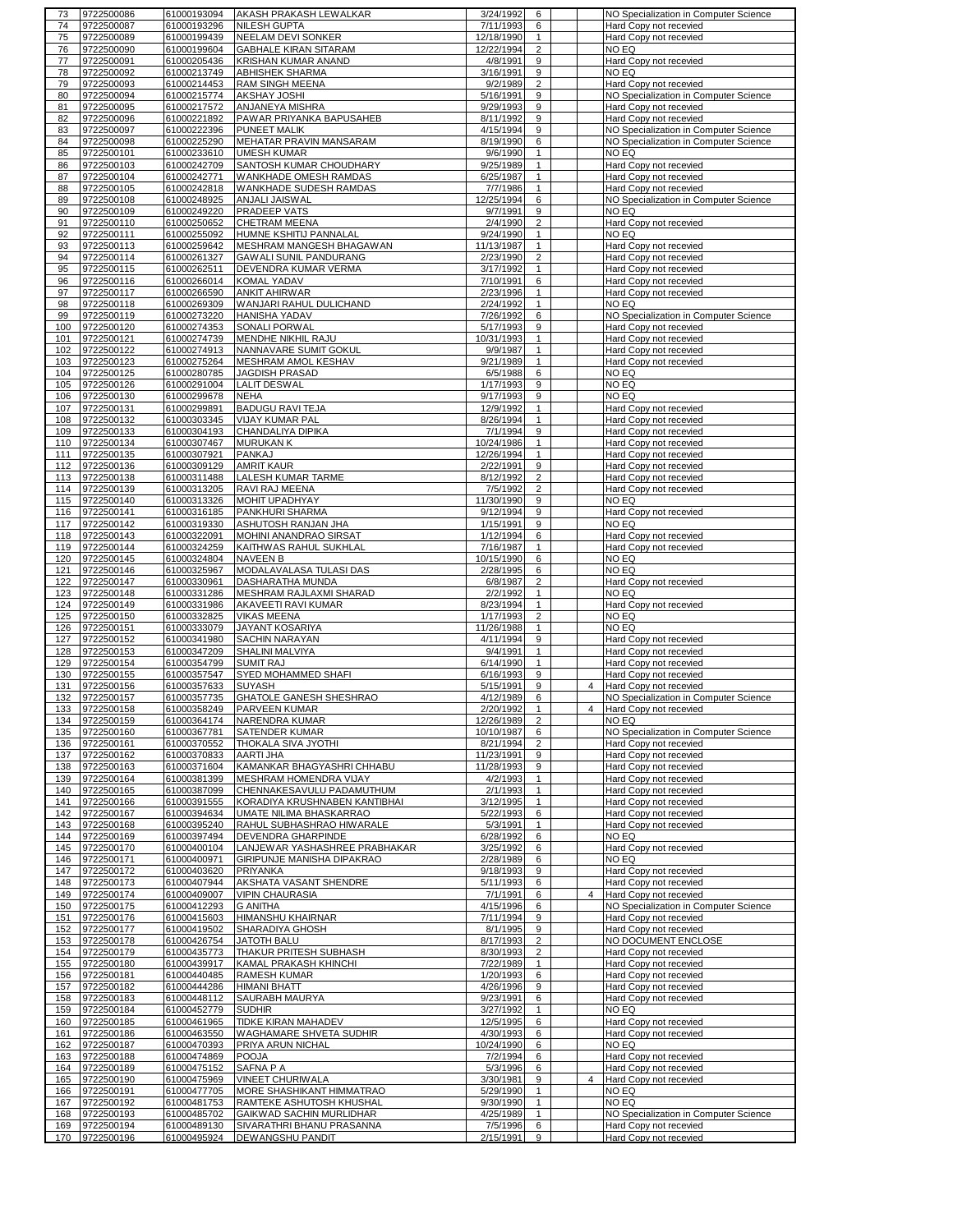| | | | | | | | | |
|---|---|---|---|---|---|---|---|---|
| 73 | 9722500086 | 61000193094 | AKASH PRAKASH LEWALKAR | 3/24/1992 | 6 | | | NO Specialization in Computer Science |
| 74 | 9722500087 | 61000193296 | NILESH GUPTA | 7/11/1993 | 6 | | | Hard Copy not recevied |
| 75 | 9722500089 | 61000199439 | NEELAM DEVI SONKER | 12/18/1990 | 1 | | | Hard Copy not recevied |
| 76 | 9722500090 | 61000199604 | GABHALE KIRAN SITARAM | 12/22/1994 | 2 | | | NO EQ |
| 77 | 9722500091 | 61000205436 | KRISHAN KUMAR ANAND | 4/8/1991 | 9 | | | Hard Copy not recevied |
| 78 | 9722500092 | 61000213749 | ABHISHEK SHARMA | 3/16/1991 | 9 | | | NO EQ |
| 79 | 9722500093 | 61000214453 | RAM SINGH MEENA | 9/2/1989 | 2 | | | Hard Copy not recevied |
| 80 | 9722500094 | 61000215774 | AKSHAY JOSHI | 5/16/1991 | 9 | | | NO Specialization in Computer Science |
| 81 | 9722500095 | 61000217572 | ANJANEYA MISHRA | 9/29/1993 | 9 | | | Hard Copy not recevied |
| 82 | 9722500096 | 61000221892 | PAWAR PRIYANKA BAPUSAHEB | 8/11/1992 | 9 | | | Hard Copy not recevied |
| 83 | 9722500097 | 61000222396 | PUNEET MALIK | 4/15/1994 | 9 | | | NO Specialization in Computer Science |
| 84 | 9722500098 | 61000225290 | MEHATAR PRAVIN MANSARAM | 8/19/1990 | 6 | | | NO Specialization in Computer Science |
| 85 | 9722500101 | 61000233610 | UMESH KUMAR | 9/6/1990 | 1 | | | NO EQ |
| 86 | 9722500103 | 61000242709 | SANTOSH KUMAR CHOUDHARY | 9/25/1989 | 1 | | | Hard Copy not recevied |
| 87 | 9722500104 | 61000242771 | WANKHADE OMESH RAMDAS | 6/25/1987 | 1 | | | Hard Copy not recevied |
| 88 | 9722500105 | 61000242818 | WANKHADE SUDESH RAMDAS | 7/7/1986 | 1 | | | Hard Copy not recevied |
| 89 | 9722500108 | 61000248925 | ANJALI JAISWAL | 12/25/1994 | 6 | | | NO Specialization in Computer Science |
| 90 | 9722500109 | 61000249220 | PRADEEP VATS | 9/7/1991 | 9 | | | NO EQ |
| 91 | 9722500110 | 61000250652 | CHETRAM MEENA | 2/4/1990 | 2 | | | Hard Copy not recevied |
| 92 | 9722500111 | 61000255092 | HUMNE KSHITIJ PANNALAL | 9/24/1990 | 1 | | | NO EQ |
| 93 | 9722500113 | 61000259642 | MESHRAM MANGESH BHAGAWAN | 11/13/1987 | 1 | | | Hard Copy not recevied |
| 94 | 9722500114 | 61000261327 | GAWALI SUNIL PANDURANG | 2/23/1990 | 2 | | | Hard Copy not recevied |
| 95 | 9722500115 | 61000262511 | DEVENDRA KUMAR VERMA | 3/17/1992 | 1 | | | Hard Copy not recevied |
| 96 | 9722500116 | 61000266014 | KOMAL YADAV | 7/10/1991 | 6 | | | Hard Copy not recevied |
| 97 | 9722500117 | 61000266590 | ANKIT AHIRWAR | 2/23/1996 | 1 | | | Hard Copy not recevied |
| 98 | 9722500118 | 61000269309 | WANJARI RAHUL DULICHAND | 2/24/1992 | 1 | | | NO EQ |
| 99 | 9722500119 | 61000273220 | HANISHA YADAV | 7/26/1992 | 6 | | | NO Specialization in Computer Science |
| 100 | 9722500120 | 61000274353 | SONALI PORWAL | 5/17/1993 | 9 | | | Hard Copy not recevied |
| 101 | 9722500121 | 61000274739 | MENDHE NIKHIL RAJU | 10/31/1993 | 1 | | | Hard Copy not recevied |
| 102 | 9722500122 | 61000274913 | NANNAVARE SUMIT GOKUL | 9/9/1987 | 1 | | | Hard Copy not recevied |
| 103 | 9722500123 | 61000275264 | MESHRAM AMOL KESHAV | 9/21/1989 | 1 | | | Hard Copy not recevied |
| 104 | 9722500125 | 61000280785 | JAGDISH PRASAD | 6/5/1988 | 6 | | | NO EQ |
| 105 | 9722500126 | 61000291004 | LALIT DESWAL | 1/17/1993 | 9 | | | NO EQ |
| 106 | 9722500130 | 61000299678 | NEHA | 9/17/1993 | 9 | | | NO EQ |
| 107 | 9722500131 | 61000299891 | BADUGU RAVI TEJA | 12/9/1992 | 1 | | | Hard Copy not recevied |
| 108 | 9722500132 | 61000303345 | VIJAY KUMAR PAL | 8/26/1994 | 1 | | | Hard Copy not recevied |
| 109 | 9722500133 | 61000304193 | CHANDALIYA DIPIKA | 7/1/1994 | 9 | | | Hard Copy not recevied |
| 110 | 9722500134 | 61000307467 | MURUKAN K | 10/24/1986 | 1 | | | Hard Copy not recevied |
| 111 | 9722500135 | 61000307921 | PANKAJ | 12/26/1994 | 1 | | | Hard Copy not recevied |
| 112 | 9722500136 | 61000309129 | AMRIT KAUR | 2/22/1991 | 9 | | | Hard Copy not recevied |
| 113 | 9722500138 | 61000311488 | LALESH KUMAR TARME | 8/12/1992 | 2 | | | Hard Copy not recevied |
| 114 | 9722500139 | 61000313205 | RAVI RAJ MEENA | 7/5/1992 | 2 | | | Hard Copy not recevied |
| 115 | 9722500140 | 61000313326 | MOHIT UPADHYAY | 11/30/1990 | 9 | | | NO EQ |
| 116 | 9722500141 | 61000316185 | PANKHURI SHARMA | 9/12/1994 | 9 | | | Hard Copy not recevied |
| 117 | 9722500142 | 61000319330 | ASHUTOSH RANJAN JHA | 1/15/1991 | 9 | | | NO EQ |
| 118 | 9722500143 | 61000322091 | MOHINI ANANDRAO SIRSAT | 1/12/1994 | 6 | | | Hard Copy not recevied |
| 119 | 9722500144 | 61000324259 | KAITHWAS RAHUL SUKHLAL | 7/16/1987 | 1 | | | Hard Copy not recevied |
| 120 | 9722500145 | 61000324804 | NAVEEN B | 10/15/1990 | 6 | | | NO EQ |
| 121 | 9722500146 | 61000325967 | MODALAVALASA TULASI DAS | 2/28/1995 | 6 | | | NO EQ |
| 122 | 9722500147 | 61000330961 | DASHARATHA MUNDA | 6/8/1987 | 2 | | | Hard Copy not recevied |
| 123 | 9722500148 | 61000331286 | MESHRAM RAJLAXMI SHARAD | 2/2/1992 | 1 | | | NO EQ |
| 124 | 9722500149 | 61000331986 | AKAVEETI RAVI KUMAR | 8/23/1994 | 1 | | | Hard Copy not recevied |
| 125 | 9722500150 | 61000332825 | VIKAS MEENA | 1/17/1993 | 2 | | | NO EQ |
| 126 | 9722500151 | 61000333079 | JAYANT KOSARIYA | 11/26/1988 | 1 | | | NO EQ |
| 127 | 9722500152 | 61000341980 | SACHIN NARAYAN | 4/11/1994 | 9 | | | Hard Copy not recevied |
| 128 | 9722500153 | 61000347209 | SHALINI MALVIYA | 9/4/1991 | 1 | | | Hard Copy not recevied |
| 129 | 9722500154 | 61000354799 | SUMIT RAJ | 6/14/1990 | 1 | | | Hard Copy not recevied |
| 130 | 9722500155 | 61000357547 | SYED MOHAMMED SHAFI | 6/16/1993 | 9 | | | Hard Copy not recevied |
| 131 | 9722500156 | 61000357633 | SUYASH | 5/15/1991 | 9 | | 4 | Hard Copy not recevied |
| 132 | 9722500157 | 61000357735 | GHATOLE GANESH SHESHRAO | 4/12/1989 | 6 | | | NO Specialization in Computer Science |
| 133 | 9722500158 | 61000358249 | PARVEEN KUMAR | 2/20/1992 | 1 | | 4 | Hard Copy not recevied |
| 134 | 9722500159 | 61000364174 | NARENDRA KUMAR | 12/26/1989 | 2 | | | NO EQ |
| 135 | 9722500160 | 61000367781 | SATENDER KUMAR | 10/10/1987 | 6 | | | NO Specialization in Computer Science |
| 136 | 9722500161 | 61000370552 | THOKALA SIVA JYOTHI | 8/21/1994 | 2 | | | Hard Copy not recevied |
| 137 | 9722500162 | 61000370833 | AARTI JHA | 11/23/1991 | 9 | | | Hard Copy not recevied |
| 138 | 9722500163 | 61000371604 | KAMANKAR BHAGYASHRI CHHABU | 11/28/1993 | 9 | | | Hard Copy not recevied |
| 139 | 9722500164 | 61000381399 | MESHRAM HOMENDRA VIJAY | 4/2/1993 | 1 | | | Hard Copy not recevied |
| 140 | 9722500165 | 61000387099 | CHENNAKESAVULU PADAMUTHUM | 2/1/1993 | 1 | | | Hard Copy not recevied |
| 141 | 9722500166 | 61000391555 | KORADIYA KRUSHNABEN KANTIBHAI | 3/12/1995 | 1 | | | Hard Copy not recevied |
| 142 | 9722500167 | 61000394634 | UMATE NILIMA BHASKARRAO | 5/22/1993 | 6 | | | Hard Copy not recevied |
| 143 | 9722500168 | 61000395240 | RAHUL SUBHASHRAO HIWARALE | 5/3/1991 | 1 | | | Hard Copy not recevied |
| 144 | 9722500169 | 61000397494 | DEVENDRA GHARPINDE | 6/28/1992 | 6 | | | NO EQ |
| 145 | 9722500170 | 61000400104 | LANJEWAR YASHASHREE PRABHAKAR | 3/25/1992 | 6 | | | Hard Copy not recevied |
| 146 | 9722500171 | 61000400971 | GIRIPUNJE MANISHA DIPAKRAO | 2/28/1989 | 6 | | | NO EQ |
| 147 | 9722500172 | 61000403620 | PRIYANKA | 9/18/1993 | 9 | | | Hard Copy not recevied |
| 148 | 9722500173 | 61000407944 | AKSHATA VASANT SHENDRE | 5/11/1993 | 6 | | | Hard Copy not recevied |
| 149 | 9722500174 | 61000409007 | VIPIN CHAURASIA | 7/1/1991 | 6 | | 4 | Hard Copy not recevied |
| 150 | 9722500175 | 61000412293 | G ANITHA | 4/15/1996 | 6 | | | NO Specialization in Computer Science |
| 151 | 9722500176 | 61000415603 | HIMANSHU KHAIRNAR | 7/11/1994 | 9 | | | Hard Copy not recevied |
| 152 | 9722500177 | 61000419502 | SHARADIYA GHOSH | 8/1/1995 | 9 | | | Hard Copy not recevied |
| 153 | 9722500178 | 61000426754 | JATOTH BALU | 8/17/1993 | 2 | | | NO DOCUMENT ENCLOSE |
| 154 | 9722500179 | 61000435773 | THAKUR PRITESH SUBHASH | 8/30/1993 | 2 | | | Hard Copy not recevied |
| 155 | 9722500180 | 61000439917 | KAMAL PRAKASH KHINCHI | 7/22/1989 | 1 | | | Hard Copy not recevied |
| 156 | 9722500181 | 61000440485 | RAMESH KUMAR | 1/20/1993 | 6 | | | Hard Copy not recevied |
| 157 | 9722500182 | 61000444286 | HIMANI BHATT | 4/26/1996 | 9 | | | Hard Copy not recevied |
| 158 | 9722500183 | 61000448112 | SAURABH MAURYA | 9/23/1991 | 6 | | | Hard Copy not recevied |
| 159 | 9722500184 | 61000452779 | SUDHIR | 3/27/1992 | 1 | | | NO EQ |
| 160 | 9722500185 | 61000461965 | TIDKE KIRAN MAHADEV | 12/5/1995 | 6 | | | Hard Copy not recevied |
| 161 | 9722500186 | 61000463550 | WAGHAMARE SHVETA SUDHIR | 4/30/1993 | 6 | | | Hard Copy not recevied |
| 162 | 9722500187 | 61000470393 | PRIYA ARUN NICHAL | 10/24/1990 | 6 | | | NO EQ |
| 163 | 9722500188 | 61000474869 | POOJA | 7/2/1994 | 6 | | | Hard Copy not recevied |
| 164 | 9722500189 | 61000475152 | SAFNA P A | 5/3/1996 | 6 | | | Hard Copy not recevied |
| 165 | 9722500190 | 61000475969 | VINEET CHURIWALA | 3/30/1981 | 9 | | 4 | Hard Copy not recevied |
| 166 | 9722500191 | 61000477705 | MORE SHASHIKANT HIMMATRAO | 5/29/1990 | 1 | | | NO EQ |
| 167 | 9722500192 | 61000481753 | RAMTEKE ASHUTOSH KHUSHAL | 9/30/1990 | 1 | | | NO EQ |
| 168 | 9722500193 | 61000485702 | GAIKWAD SACHIN MURLIDHAR | 4/25/1989 | 1 | | | NO Specialization in Computer Science |
| 169 | 9722500194 | 61000489130 | SIVARATHRI BHANU PRASANNA | 7/5/1996 | 6 | | | Hard Copy not recevied |
| 170 | 9722500196 | 61000495924 | DEWANGSHU PANDIT | 2/15/1991 | 9 | | | Hard Copy not recevied |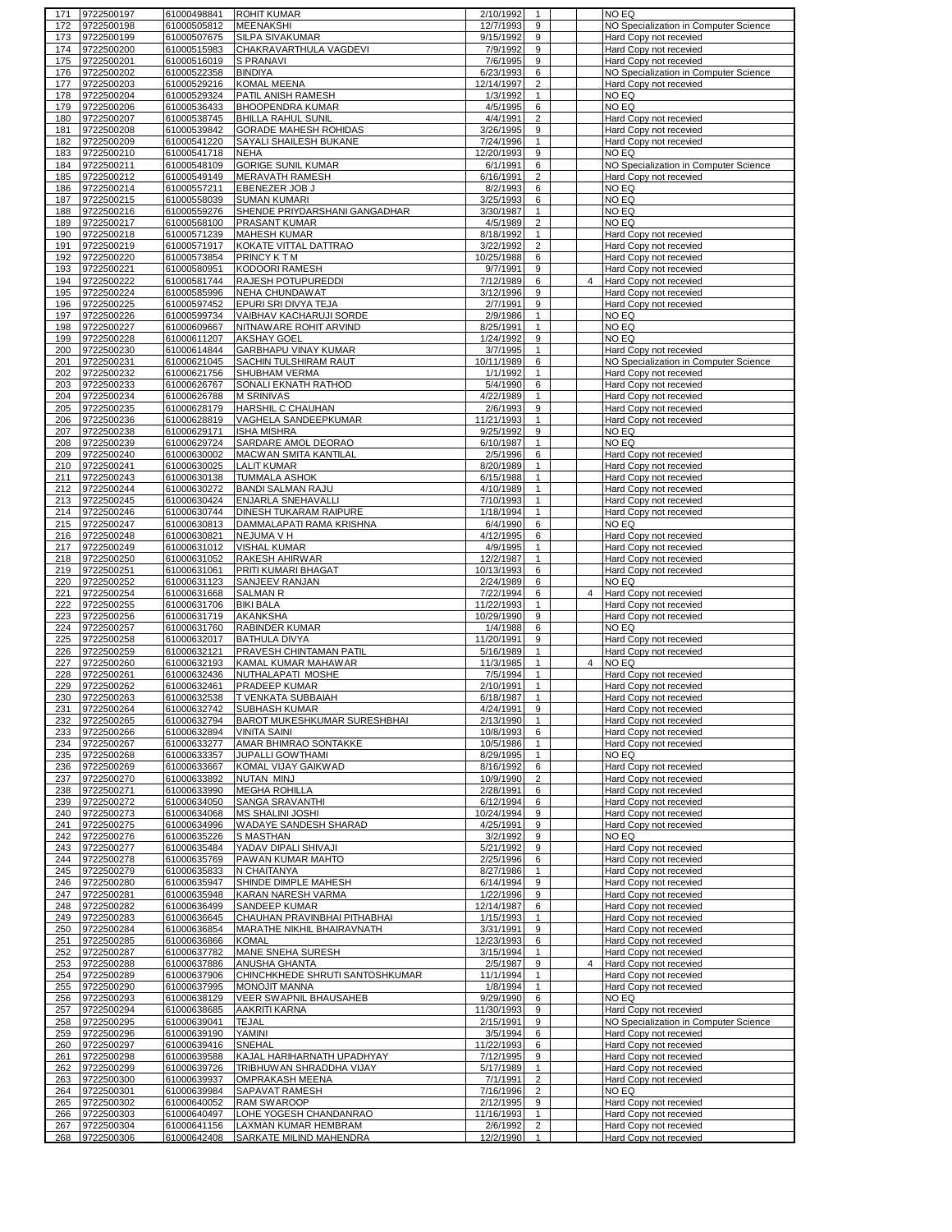| 171 | 9722500197 | 61000498841 | ROHIT KUMAR | 2/10/1992 | 1 | | | NO EQ |
|---|---|---|---|---|---|---|---|---|
| 172 | 9722500198 | 61000505812 | MEENAKSHI | 12/7/1993 | 9 | | | NO Specialization in Computer Science |
| 173 | 9722500199 | 61000507675 | SILPA SIVAKUMAR | 9/15/1992 | 9 | | | Hard Copy not recevied |
| 174 | 9722500200 | 61000515983 | CHAKRAVARTHULA VAGDEVI | 7/9/1992 | 9 | | | Hard Copy not recevied |
| 175 | 9722500201 | 61000516019 | S PRANAVI | 7/6/1995 | 9 | | | Hard Copy not recevied |
| 176 | 9722500202 | 61000522358 | BINDIYA | 6/23/1993 | 6 | | | NO Specialization in Computer Science |
| 177 | 9722500203 | 61000529216 | KOMAL MEENA | 12/14/1997 | 2 | | | Hard Copy not recevied |
| 178 | 9722500204 | 61000529324 | PATIL ANISH RAMESH | 1/3/1992 | 1 | | | NO EQ |
| 179 | 9722500206 | 61000536433 | BHOOPENDRA KUMAR | 4/5/1995 | 6 | | | NO EQ |
| 180 | 9722500207 | 61000538745 | BHILLA RAHUL SUNIL | 4/4/1991 | 2 | | | Hard Copy not recevied |
| 181 | 9722500208 | 61000539842 | GORADE MAHESH ROHIDAS | 3/26/1995 | 9 | | | Hard Copy not recevied |
| 182 | 9722500209 | 61000541220 | SAYALI SHAILESH BUKANE | 7/24/1996 | 1 | | | Hard Copy not recevied |
| 183 | 9722500210 | 61000541718 | NEHA | 12/20/1993 | 9 | | | NO EQ |
| 184 | 9722500211 | 61000548109 | GORIGE SUNIL KUMAR | 6/1/1991 | 6 | | | NO Specialization in Computer Science |
| 185 | 9722500212 | 61000549149 | MERAVATH RAMESH | 6/16/1991 | 2 | | | Hard Copy not recevied |
| 186 | 9722500214 | 61000557211 | EBENEZER JOB J | 8/2/1993 | 6 | | | NO EQ |
| 187 | 9722500215 | 61000558039 | SUMAN KUMARI | 3/25/1993 | 6 | | | NO EQ |
| 188 | 9722500216 | 61000559276 | SHENDE PRIYDARSHANI GANGADHAR | 3/30/1987 | 1 | | | NO EQ |
| 189 | 9722500217 | 61000568100 | PRASANT KUMAR | 4/5/1989 | 2 | | | NO EQ |
| 190 | 9722500218 | 61000571239 | MAHESH KUMAR | 8/18/1992 | 1 | | | Hard Copy not recevied |
| 191 | 9722500219 | 61000571917 | KOKATE VITTAL DATTRAO | 3/22/1992 | 2 | | | Hard Copy not recevied |
| 192 | 9722500220 | 61000573854 | PRINCY K T M | 10/25/1988 | 6 | | | Hard Copy not recevied |
| 193 | 9722500221 | 61000580951 | KODOORI RAMESH | 9/7/1991 | 9 | | | Hard Copy not recevied |
| 194 | 9722500222 | 61000581744 | RAJESH POTUPUREDDI | 7/12/1989 | 6 | | 4 | Hard Copy not recevied |
| 195 | 9722500224 | 61000585996 | NEHA CHUNDAWAT | 3/12/1996 | 9 | | | Hard Copy not recevied |
| 196 | 9722500225 | 61000597452 | EPURI SRI DIVYA TEJA | 2/7/1991 | 9 | | | Hard Copy not recevied |
| 197 | 9722500226 | 61000599734 | VAIBHAV KACHARUJI SORDE | 2/9/1986 | 1 | | | NO EQ |
| 198 | 9722500227 | 61000609667 | NITNAWARE ROHIT ARVIND | 8/25/1991 | 1 | | | NO EQ |
| 199 | 9722500228 | 61000611207 | AKSHAY GOEL | 1/24/1992 | 9 | | | NO EQ |
| 200 | 9722500230 | 61000614844 | GARBHAPU VINAY KUMAR | 3/7/1995 | 1 | | | Hard Copy not recevied |
| 201 | 9722500231 | 61000621045 | SACHIN TULSHIRAM RAUT | 10/11/1989 | 6 | | | NO Specialization in Computer Science |
| 202 | 9722500232 | 61000621756 | SHUBHAM VERMA | 1/1/1992 | 1 | | | Hard Copy not recevied |
| 203 | 9722500233 | 61000626767 | SONALI EKNATH RATHOD | 5/4/1990 | 6 | | | Hard Copy not recevied |
| 204 | 9722500234 | 61000626788 | M SRINIVAS | 4/22/1989 | 1 | | | Hard Copy not recevied |
| 205 | 9722500235 | 61000628179 | HARSHIL C CHAUHAN | 2/6/1993 | 9 | | | Hard Copy not recevied |
| 206 | 9722500236 | 61000628819 | VAGHELA SANDEEPKUMAR | 11/21/1993 | 1 | | | Hard Copy not recevied |
| 207 | 9722500238 | 61000629171 | ISHA MISHRA | 9/25/1992 | 9 | | | NO EQ |
| 208 | 9722500239 | 61000629724 | SARDARE AMOL DEORAO | 6/10/1987 | 1 | | | NO EQ |
| 209 | 9722500240 | 61000630002 | MACWAN SMITA KANTILAL | 2/5/1996 | 6 | | | Hard Copy not recevied |
| 210 | 9722500241 | 61000630025 | LALIT KUMAR | 8/20/1989 | 1 | | | Hard Copy not recevied |
| 211 | 9722500243 | 61000630138 | TUMMALA ASHOK | 6/15/1988 | 1 | | | Hard Copy not recevied |
| 212 | 9722500244 | 61000630272 | BANDI SALMAN RAJU | 4/10/1989 | 1 | | | Hard Copy not recevied |
| 213 | 9722500245 | 61000630424 | ENJARLA SNEHAVALLI | 7/10/1993 | 1 | | | Hard Copy not recevied |
| 214 | 9722500246 | 61000630744 | DINESH TUKARAM RAIPURE | 1/18/1994 | 1 | | | Hard Copy not recevied |
| 215 | 9722500247 | 61000630813 | DAMMALAPATI RAMA KRISHNA | 6/4/1990 | 6 | | | NO EQ |
| 216 | 9722500248 | 61000630821 | NEJUMA V H | 4/12/1995 | 6 | | | Hard Copy not recevied |
| 217 | 9722500249 | 61000631012 | VISHAL KUMAR | 4/9/1995 | 1 | | | Hard Copy not recevied |
| 218 | 9722500250 | 61000631052 | RAKESH AHIRWAR | 12/2/1987 | 1 | | | Hard Copy not recevied |
| 219 | 9722500251 | 61000631061 | PRITI KUMARI BHAGAT | 10/13/1993 | 6 | | | Hard Copy not recevied |
| 220 | 9722500252 | 61000631123 | SANJEEV RANJAN | 2/24/1989 | 6 | | | NO EQ |
| 221 | 9722500254 | 61000631668 | SALMAN R | 7/22/1994 | 6 | | 4 | Hard Copy not recevied |
| 222 | 9722500255 | 61000631706 | BIKI BALA | 11/22/1993 | 1 | | | Hard Copy not recevied |
| 223 | 9722500256 | 61000631719 | AKANKSHA | 10/29/1990 | 9 | | | Hard Copy not recevied |
| 224 | 9722500257 | 61000631760 | RABINDER KUMAR | 1/4/1988 | 6 | | | NO EQ |
| 225 | 9722500258 | 61000632017 | BATHULA DIVYA | 11/20/1991 | 9 | | | Hard Copy not recevied |
| 226 | 9722500259 | 61000632121 | PRAVESH CHINTAMAN PATIL | 5/16/1989 | 1 | | | Hard Copy not recevied |
| 227 | 9722500260 | 61000632193 | KAMAL KUMAR MAHAWAR | 11/3/1985 | 1 | | 4 | NO EQ |
| 228 | 9722500261 | 61000632436 | NUTHALAPATI MOSHE | 7/5/1994 | 1 | | | Hard Copy not recevied |
| 229 | 9722500262 | 61000632461 | PRADEEP KUMAR | 2/10/1991 | 1 | | | Hard Copy not recevied |
| 230 | 9722500263 | 61000632538 | T VENKATA SUBBAIAH | 6/18/1987 | 1 | | | Hard Copy not recevied |
| 231 | 9722500264 | 61000632742 | SUBHASH KUMAR | 4/24/1991 | 9 | | | Hard Copy not recevied |
| 232 | 9722500265 | 61000632794 | BAROT MUKESHKUMAR SURESHBHAI | 2/13/1990 | 1 | | | Hard Copy not recevied |
| 233 | 9722500266 | 61000632894 | VINITA SAINI | 10/8/1993 | 6 | | | Hard Copy not recevied |
| 234 | 9722500267 | 61000633277 | AMAR BHIMRAO SONTAKKE | 10/5/1986 | 1 | | | Hard Copy not recevied |
| 235 | 9722500268 | 61000633357 | JUPALLI GOWTHAMI | 8/29/1995 | 1 | | | NO EQ |
| 236 | 9722500269 | 61000633667 | KOMAL VIJAY GAIKWAD | 8/16/1992 | 6 | | | Hard Copy not recevied |
| 237 | 9722500270 | 61000633892 | NUTAN MINJ | 10/9/1990 | 2 | | | Hard Copy not recevied |
| 238 | 9722500271 | 61000633990 | MEGHA ROHILLA | 2/28/1991 | 6 | | | Hard Copy not recevied |
| 239 | 9722500272 | 61000634050 | SANGA SRAVANTHI | 6/12/1994 | 6 | | | Hard Copy not recevied |
| 240 | 9722500273 | 61000634068 | MS SHALINI JOSHI | 10/24/1994 | 9 | | | Hard Copy not recevied |
| 241 | 9722500275 | 61000634996 | WADAYE SANDESH SHARAD | 4/25/1991 | 9 | | | Hard Copy not recevied |
| 242 | 9722500276 | 61000635226 | S MASTHAN | 3/2/1992 | 9 | | | NO EQ |
| 243 | 9722500277 | 61000635484 | YADAV DIPALI SHIVAJI | 5/21/1992 | 9 | | | Hard Copy not recevied |
| 244 | 9722500278 | 61000635769 | PAWAN KUMAR MAHTO | 2/25/1996 | 6 | | | Hard Copy not recevied |
| 245 | 9722500279 | 61000635833 | N CHAITANYA | 8/27/1986 | 1 | | | Hard Copy not recevied |
| 246 | 9722500280 | 61000635947 | SHINDE DIMPLE MAHESH | 6/14/1994 | 9 | | | Hard Copy not recevied |
| 247 | 9722500281 | 61000635948 | KARAN NARESH VARMA | 1/22/1996 | 9 | | | Hard Copy not recevied |
| 248 | 9722500282 | 61000636499 | SANDEEP KUMAR | 12/14/1987 | 6 | | | Hard Copy not recevied |
| 249 | 9722500283 | 61000636645 | CHAUHAN PRAVINBHAI PITHABHAI | 1/15/1993 | 1 | | | Hard Copy not recevied |
| 250 | 9722500284 | 61000636854 | MARATHE NIKHIL BHAIRAVNATH | 3/31/1991 | 9 | | | Hard Copy not recevied |
| 251 | 9722500285 | 61000636866 | KOMAL | 12/23/1993 | 6 | | | Hard Copy not recevied |
| 252 | 9722500287 | 61000637782 | MANE SNEHA SURESH | 3/15/1994 | 1 | | | Hard Copy not recevied |
| 253 | 9722500288 | 61000637886 | ANUSHA GHANTA | 2/5/1987 | 9 | | 4 | Hard Copy not recevied |
| 254 | 9722500289 | 61000637906 | CHINCHKHEDE SHRUTI SANTOSHKUMAR | 11/1/1994 | 1 | | | Hard Copy not recevied |
| 255 | 9722500290 | 61000637995 | MONOJIT MANNA | 1/8/1994 | 1 | | | Hard Copy not recevied |
| 256 | 9722500293 | 61000638129 | VEER SWAPNIL BHAUSAHEB | 9/29/1990 | 6 | | | NO EQ |
| 257 | 9722500294 | 61000638685 | AAKRITI KARNA | 11/30/1993 | 9 | | | Hard Copy not recevied |
| 258 | 9722500295 | 61000639041 | TEJAL | 2/15/1991 | 9 | | | NO Specialization in Computer Science |
| 259 | 9722500296 | 61000639190 | YAMINI | 3/5/1994 | 6 | | | Hard Copy not recevied |
| 260 | 9722500297 | 61000639416 | SNEHAL | 11/22/1993 | 6 | | | Hard Copy not recevied |
| 261 | 9722500298 | 61000639588 | KAJAL HARIHARNATH UPADHYAY | 7/12/1995 | 9 | | | Hard Copy not recevied |
| 262 | 9722500299 | 61000639726 | TRIBHUWAN SHRADDHA VIJAY | 5/17/1989 | 1 | | | Hard Copy not recevied |
| 263 | 9722500300 | 61000639937 | OMPRAKASH MEENA | 7/1/1991 | 2 | | | Hard Copy not recevied |
| 264 | 9722500301 | 61000639984 | SAPAVAT RAMESH | 7/16/1996 | 2 | | | NO EQ |
| 265 | 9722500302 | 61000640052 | RAM SWAROOP | 2/12/1995 | 9 | | | Hard Copy not recevied |
| 266 | 9722500303 | 61000640497 | LOHE YOGESH CHANDANRAO | 11/16/1993 | 1 | | | Hard Copy not recevied |
| 267 | 9722500304 | 61000641156 | LAXMAN KUMAR HEMBRAM | 2/6/1992 | 2 | | | Hard Copy not recevied |
| 268 | 9722500306 | 61000642408 | SARKATE MILIND MAHENDRA | 12/2/1990 | 1 | | | Hard Copy not recevied |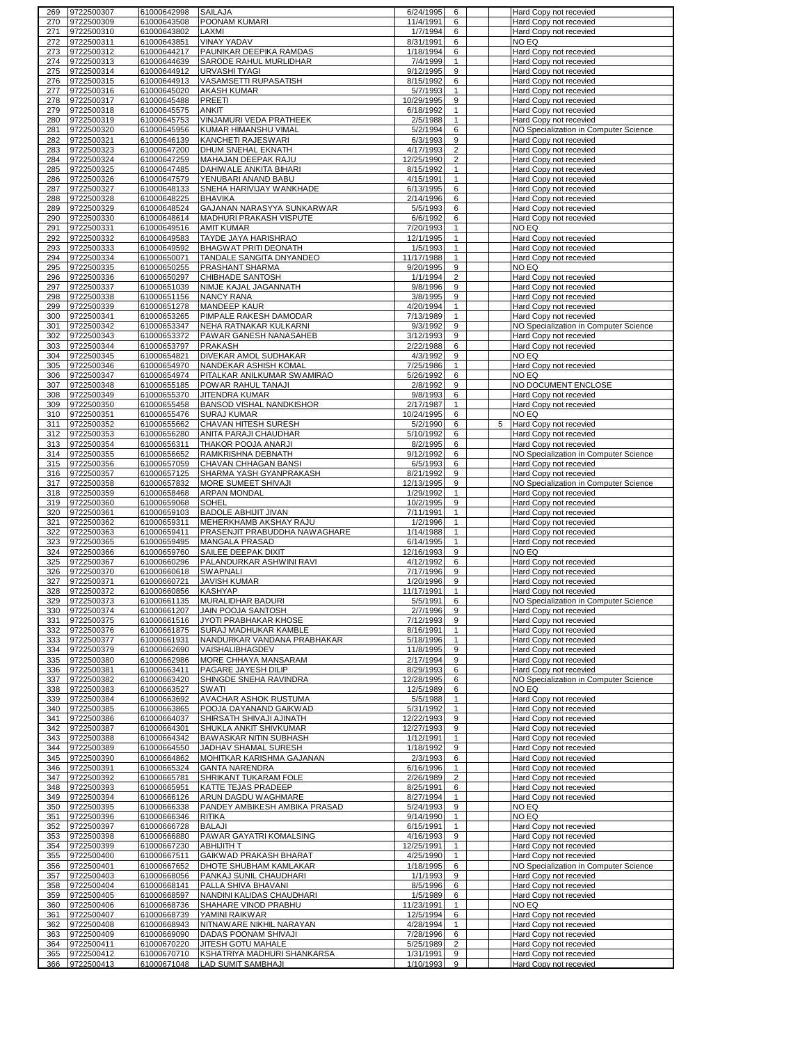| | | | | | | | | |
|---|---|---|---|---|---|---|---|---|
| 269 | 9722500307 | 61000642998 | SAILAJA | 6/24/1995 | 6 | | | Hard Copy not recevied |
| 270 | 9722500309 | 61000643508 | POONAM KUMARI | 11/4/1991 | 6 | | | Hard Copy not recevied |
| 271 | 9722500310 | 61000643802 | LAXMI | 1/7/1994 | 6 | | | Hard Copy not recevied |
| 272 | 9722500311 | 61000643851 | VINAY YADAV | 8/31/1991 | 6 | | | NO EQ |
| 273 | 9722500312 | 61000644217 | PAUNIKAR DEEPIKA RAMDAS | 1/18/1994 | 6 | | | Hard Copy not recevied |
| 274 | 9722500313 | 61000644639 | SARODE RAHUL MURLIDHAR | 7/4/1999 | 1 | | | Hard Copy not recevied |
| 275 | 9722500314 | 61000644912 | URVASHI TYAGI | 9/12/1995 | 9 | | | Hard Copy not recevied |
| 276 | 9722500315 | 61000644913 | VASAMSETTI RUPASATISH | 8/15/1992 | 6 | | | Hard Copy not recevied |
| 277 | 9722500316 | 61000645020 | AKASH KUMAR | 5/7/1993 | 1 | | | Hard Copy not recevied |
| 278 | 9722500317 | 61000645488 | PREETI | 10/29/1995 | 9 | | | Hard Copy not recevied |
| 279 | 9722500318 | 61000645575 | ANKIT | 6/18/1992 | 1 | | | Hard Copy not recevied |
| 280 | 9722500319 | 61000645753 | VINJAMURI VEDA PRATHEEK | 2/5/1988 | 1 | | | Hard Copy not recevied |
| 281 | 9722500320 | 61000645956 | KUMAR HIMANSHU VIMAL | 5/2/1994 | 6 | | | NO Specialization in Computer Science |
| 282 | 9722500321 | 61000646139 | KANCHETI RAJESWARI | 6/3/1993 | 9 | | | Hard Copy not recevied |
| 283 | 9722500323 | 61000647200 | DHUM SNEHAL EKNATH | 4/17/1993 | 2 | | | Hard Copy not recevied |
| 284 | 9722500324 | 61000647259 | MAHAJAN DEEPAK RAJU | 12/25/1990 | 2 | | | Hard Copy not recevied |
| 285 | 9722500325 | 61000647485 | DAHIWALE ANKITA BIHARI | 8/15/1992 | 1 | | | Hard Copy not recevied |
| 286 | 9722500326 | 61000647579 | YENUBARI ANAND BABU | 4/15/1991 | 1 | | | Hard Copy not recevied |
| 287 | 9722500327 | 61000648133 | SNEHA HARIVIJAY WANKHADE | 6/13/1995 | 6 | | | Hard Copy not recevied |
| 288 | 9722500328 | 61000648225 | BHAVIKA | 2/14/1996 | 6 | | | Hard Copy not recevied |
| 289 | 9722500329 | 61000648524 | GAJANAN NARASYYA SUNKARWAR | 5/5/1993 | 6 | | | Hard Copy not recevied |
| 290 | 9722500330 | 61000648614 | MADHURI PRAKASH VISPUTE | 6/6/1992 | 6 | | | Hard Copy not recevied |
| 291 | 9722500331 | 61000649516 | AMIT KUMAR | 7/20/1993 | 1 | | | NO EQ |
| 292 | 9722500332 | 61000649583 | TAYDE JAYA HARISHRAO | 12/1/1995 | 1 | | | Hard Copy not recevied |
| 293 | 9722500333 | 61000649592 | BHAGWAT PRITI DEONATH | 1/5/1993 | 1 | | | Hard Copy not recevied |
| 294 | 9722500334 | 61000650071 | TANDALE SANGITA DNYANDEO | 11/17/1988 | 1 | | | Hard Copy not recevied |
| 295 | 9722500335 | 61000650255 | PRASHANT SHARMA | 9/20/1995 | 9 | | | NO EQ |
| 296 | 9722500336 | 61000650297 | CHIBHADE SANTOSH | 1/1/1994 | 2 | | | Hard Copy not recevied |
| 297 | 9722500337 | 61000651039 | NIMJE KAJAL JAGANNATH | 9/8/1996 | 9 | | | Hard Copy not recevied |
| 298 | 9722500338 | 61000651156 | NANCY RANA | 3/8/1995 | 9 | | | Hard Copy not recevied |
| 299 | 9722500339 | 61000651278 | MANDEEP KAUR | 4/20/1994 | 1 | | | Hard Copy not recevied |
| 300 | 9722500341 | 61000653265 | PIMPALE RAKESH DAMODAR | 7/13/1989 | 1 | | | Hard Copy not recevied |
| 301 | 9722500342 | 61000653347 | NEHA RATNAKAR KULKARNI | 9/3/1992 | 9 | | | NO Specialization in Computer Science |
| 302 | 9722500343 | 61000653372 | PAWAR GANESH NANASAHEB | 3/12/1993 | 9 | | | Hard Copy not recevied |
| 303 | 9722500344 | 61000653797 | PRAKASH | 2/22/1988 | 6 | | | Hard Copy not recevied |
| 304 | 9722500345 | 61000654821 | DIVEKAR AMOL SUDHAKAR | 4/3/1992 | 9 | | | NO EQ |
| 305 | 9722500346 | 61000654970 | NANDEKAR ASHISH KOMAL | 7/25/1986 | 1 | | | Hard Copy not recevied |
| 306 | 9722500347 | 61000654974 | PITALKAR ANILKUMAR SWAMIRAO | 5/26/1992 | 6 | | | NO EQ |
| 307 | 9722500348 | 61000655185 | POWAR RAHUL TANAJI | 2/8/1992 | 9 | | | NO DOCUMENT ENCLOSE |
| 308 | 9722500349 | 61000655370 | JITENDRA KUMAR | 9/8/1993 | 6 | | | Hard Copy not recevied |
| 309 | 9722500350 | 61000655458 | BANSOD VISHAL NANDKISHOR | 2/17/1987 | 1 | | | Hard Copy not recevied |
| 310 | 9722500351 | 61000655476 | SURAJ KUMAR | 10/24/1995 | 6 | | | NO EQ |
| 311 | 9722500352 | 61000655662 | CHAVAN HITESH SURESH | 5/2/1990 | 6 | | 5 | Hard Copy not recevied |
| 312 | 9722500353 | 61000656280 | ANITA PARAJI CHAUDHAR | 5/10/1992 | 6 | | | Hard Copy not recevied |
| 313 | 9722500354 | 61000656311 | THAKOR POOJA ANARJI | 8/2/1995 | 6 | | | Hard Copy not recevied |
| 314 | 9722500355 | 61000656652 | RAMKRISHNA DEBNATH | 9/12/1992 | 6 | | | NO Specialization in Computer Science |
| 315 | 9722500356 | 61000657059 | CHAVAN CHHAGAN BANSI | 6/5/1993 | 6 | | | Hard Copy not recevied |
| 316 | 9722500357 | 61000657125 | SHARMA YASH GYANPRAKASH | 8/21/1992 | 9 | | | Hard Copy not recevied |
| 317 | 9722500358 | 61000657832 | MORE SUMEET SHIVAJI | 12/13/1995 | 9 | | | NO Specialization in Computer Science |
| 318 | 9722500359 | 61000658468 | ARPAN MONDAL | 1/29/1992 | 1 | | | Hard Copy not recevied |
| 319 | 9722500360 | 61000659068 | SOHEL | 10/2/1995 | 9 | | | Hard Copy not recevied |
| 320 | 9722500361 | 61000659103 | BADOLE ABHIJIT JIVAN | 7/11/1991 | 1 | | | Hard Copy not recevied |
| 321 | 9722500362 | 61000659311 | MEHERKHAMB AKSHAY RAJU | 1/2/1996 | 1 | | | Hard Copy not recevied |
| 322 | 9722500363 | 61000659411 | PRASENJIT PRABUDDHA NAWAGHARE | 1/14/1988 | 1 | | | Hard Copy not recevied |
| 323 | 9722500365 | 61000659495 | MANGALA PRASAD | 6/14/1995 | 1 | | | Hard Copy not recevied |
| 324 | 9722500366 | 61000659760 | SAILEE DEEPAK DIXIT | 12/16/1993 | 9 | | | NO EQ |
| 325 | 9722500367 | 61000660296 | PALANDURKAR ASHWINI RAVI | 4/12/1992 | 6 | | | Hard Copy not recevied |
| 326 | 9722500370 | 61000660618 | SWAPNALI | 7/17/1996 | 9 | | | Hard Copy not recevied |
| 327 | 9722500371 | 61000660721 | JAVISH KUMAR | 1/20/1996 | 9 | | | Hard Copy not recevied |
| 328 | 9722500372 | 61000660856 | KASHYAP | 11/17/1991 | 1 | | | Hard Copy not recevied |
| 329 | 9722500373 | 61000661135 | MURALIDHAR BADURI | 5/5/1991 | 6 | | | NO Specialization in Computer Science |
| 330 | 9722500374 | 61000661207 | JAIN POOJA SANTOSH | 2/7/1996 | 9 | | | Hard Copy not recevied |
| 331 | 9722500375 | 61000661516 | JYOTI PRABHAKAR KHOSE | 7/12/1993 | 9 | | | Hard Copy not recevied |
| 332 | 9722500376 | 61000661875 | SURAJ MADHUKAR KAMBLE | 8/16/1991 | 1 | | | Hard Copy not recevied |
| 333 | 9722500377 | 61000661931 | NANDURKAR VANDANA PRABHAKAR | 5/18/1996 | 1 | | | Hard Copy not recevied |
| 334 | 9722500379 | 61000662690 | VAISHALIBHAGDEV | 11/8/1995 | 9 | | | Hard Copy not recevied |
| 335 | 9722500380 | 61000662986 | MORE CHHAYA MANSARAM | 2/17/1994 | 9 | | | Hard Copy not recevied |
| 336 | 9722500381 | 61000663411 | PAGARE JAYESH DILIP | 8/29/1993 | 6 | | | Hard Copy not recevied |
| 337 | 9722500382 | 61000663420 | SHINGDE SNEHA RAVINDRA | 12/28/1995 | 6 | | | NO Specialization in Computer Science |
| 338 | 9722500383 | 61000663527 | SWATI | 12/5/1989 | 6 | | | NO EQ |
| 339 | 9722500384 | 61000663692 | AVACHAR ASHOK RUSTUMA | 5/5/1988 | 1 | | | Hard Copy not recevied |
| 340 | 9722500385 | 61000663865 | POOJA DAYANAND GAIKWAD | 5/31/1992 | 1 | | | Hard Copy not recevied |
| 341 | 9722500386 | 61000664037 | SHIRSATH SHIVAJI AJINATH | 12/22/1993 | 9 | | | Hard Copy not recevied |
| 342 | 9722500387 | 61000664301 | SHUKLA ANKIT SHIVKUMAR | 12/27/1993 | 9 | | | Hard Copy not recevied |
| 343 | 9722500388 | 61000664342 | BAWASKAR NITIN SUBHASH | 1/12/1991 | 1 | | | Hard Copy not recevied |
| 344 | 9722500389 | 61000664550 | JADHAV SHAMAL SURESH | 1/18/1992 | 9 | | | Hard Copy not recevied |
| 345 | 9722500390 | 61000664862 | MOHITKAR KARISHMA GAJANAN | 2/3/1993 | 6 | | | Hard Copy not recevied |
| 346 | 9722500391 | 61000665324 | GANTA NARENDRA | 6/16/1996 | 1 | | | Hard Copy not recevied |
| 347 | 9722500392 | 61000665781 | SHRIKANT TUKARAM FOLE | 2/26/1989 | 2 | | | Hard Copy not recevied |
| 348 | 9722500393 | 61000665951 | KATTE TEJAS PRADEEP | 8/25/1991 | 6 | | | Hard Copy not recevied |
| 349 | 9722500394 | 61000666126 | ARUN DAGDU WAGHMARE | 8/27/1994 | 1 | | | Hard Copy not recevied |
| 350 | 9722500395 | 61000666338 | PANDEY AMBIKESH AMBIKA PRASAD | 5/24/1993 | 9 | | | NO EQ |
| 351 | 9722500396 | 61000666346 | RITIKA | 9/14/1990 | 1 | | | NO EQ |
| 352 | 9722500397 | 61000666728 | BALAJI | 6/15/1991 | 1 | | | Hard Copy not recevied |
| 353 | 9722500398 | 61000666880 | PAWAR GAYATRI KOMALSING | 4/16/1993 | 9 | | | Hard Copy not recevied |
| 354 | 9722500399 | 61000667230 | ABHIJITH T | 12/25/1991 | 1 | | | Hard Copy not recevied |
| 355 | 9722500400 | 61000667511 | GAIKWAD PRAKASH BHARAT | 4/25/1990 | 1 | | | Hard Copy not recevied |
| 356 | 9722500401 | 61000667652 | DHOTE SHUBHAM KAMLAKAR | 1/18/1995 | 6 | | | NO Specialization in Computer Science |
| 357 | 9722500403 | 61000668056 | PANKAJ SUNIL CHAUDHARI | 1/1/1993 | 9 | | | Hard Copy not recevied |
| 358 | 9722500404 | 61000668141 | PALLA SHIVA BHAVANI | 8/5/1996 | 6 | | | Hard Copy not recevied |
| 359 | 9722500405 | 61000668597 | NANDINI KALIDAS CHAUDHARI | 1/5/1989 | 6 | | | Hard Copy not recevied |
| 360 | 9722500406 | 61000668736 | SHAHARE VINOD PRABHU | 11/23/1991 | 1 | | | NO EQ |
| 361 | 9722500407 | 61000668739 | YAMINI RAIKWAR | 12/5/1994 | 6 | | | Hard Copy not recevied |
| 362 | 9722500408 | 61000668943 | NITNAWARE NIKHIL NARAYAN | 4/28/1994 | 1 | | | Hard Copy not recevied |
| 363 | 9722500409 | 61000669090 | DADAS POONAM SHIVAJI | 7/28/1996 | 6 | | | Hard Copy not recevied |
| 364 | 9722500411 | 61000670220 | JITESH GOTU MAHALE | 5/25/1989 | 2 | | | Hard Copy not recevied |
| 365 | 9722500412 | 61000670710 | KSHATRIYA MADHURI SHANKARSA | 1/31/1991 | 9 | | | Hard Copy not recevied |
| 366 | 9722500413 | 61000671048 | LAD SUMIT SAMBHAJI | 1/10/1993 | 9 | | | Hard Copy not recevied |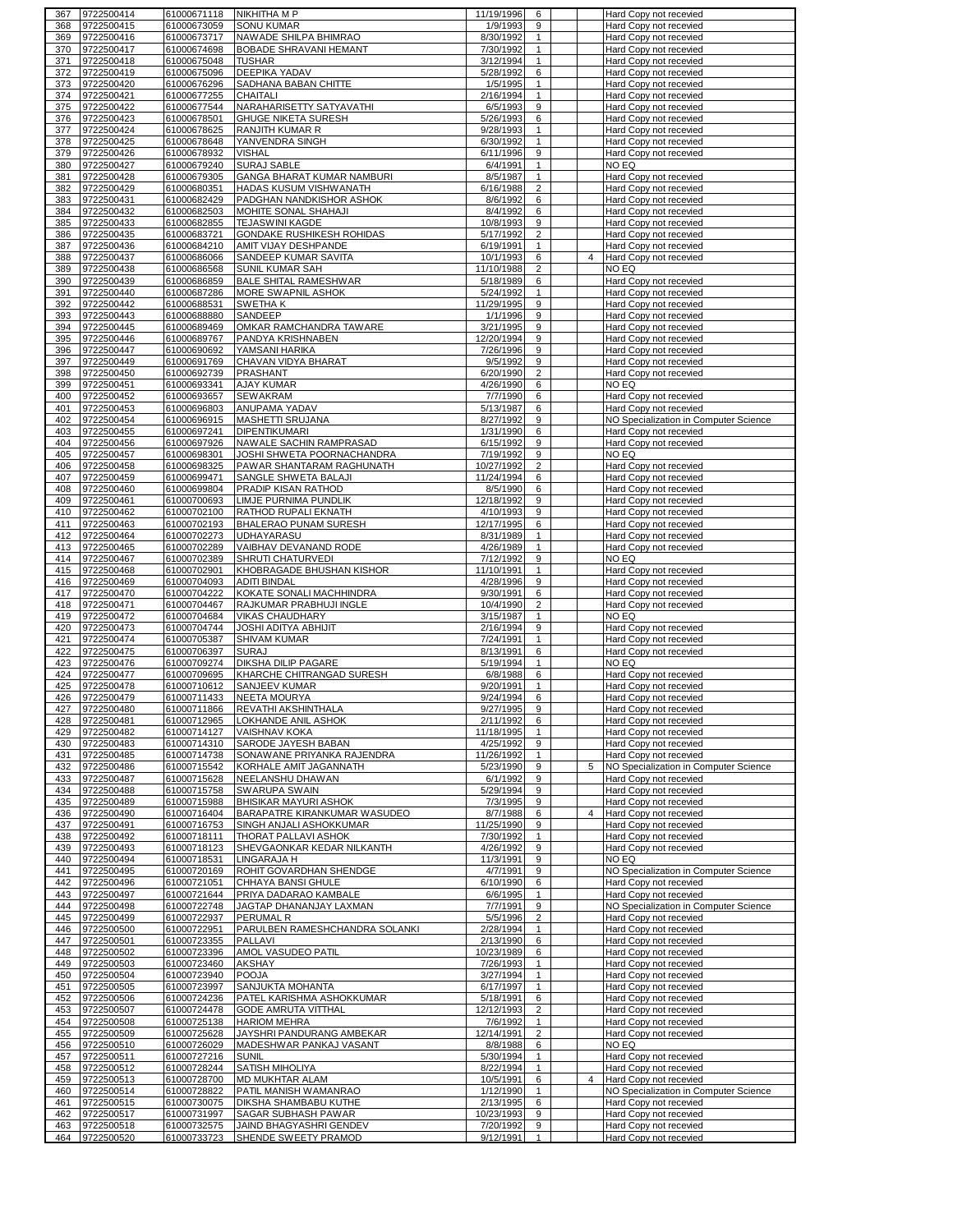| 367 | 9722500414 | 61000671118 | NIKHITHA M P | 11/19/1996 | 6 | | | Hard Copy not recevied |
|---|---|---|---|---|---|---|---|---|
| 368 | 9722500415 | 61000673059 | SONU KUMAR | 1/9/1993 | 9 | | | Hard Copy not recevied |
| 369 | 9722500416 | 61000673717 | NAWADE SHILPA BHIMRAO | 8/30/1992 | 1 | | | Hard Copy not recevied |
| 370 | 9722500417 | 61000674698 | BOBADE SHRAVANI HEMANT | 7/30/1992 | 1 | | | Hard Copy not recevied |
| 371 | 9722500418 | 61000675048 | TUSHAR | 3/12/1994 | 1 | | | Hard Copy not recevied |
| 372 | 9722500419 | 61000675096 | DEEPIKA YADAV | 5/28/1992 | 6 | | | Hard Copy not recevied |
| 373 | 9722500420 | 61000676296 | SADHANA BABAN CHITTE | 1/5/1995 | 1 | | | Hard Copy not recevied |
| 374 | 9722500421 | 61000677255 | CHAITALI | 2/16/1994 | 1 | | | Hard Copy not recevied |
| 375 | 9722500422 | 61000677544 | NARAHARISETTY SATYAVATHI | 6/5/1993 | 9 | | | Hard Copy not recevied |
| 376 | 9722500423 | 61000678501 | GHUGE NIKETA SURESH | 5/26/1993 | 6 | | | Hard Copy not recevied |
| 377 | 9722500424 | 61000678625 | RANJITH KUMAR R | 9/28/1993 | 1 | | | Hard Copy not recevied |
| 378 | 9722500425 | 61000678648 | YANVENDRA SINGH | 6/30/1992 | 1 | | | Hard Copy not recevied |
| 379 | 9722500426 | 61000678932 | VISHAL | 6/11/1996 | 9 | | | Hard Copy not recevied |
| 380 | 9722500427 | 61000679240 | SURAJ SABLE | 6/4/1991 | 1 | | | NO EQ |
| 381 | 9722500428 | 61000679305 | GANGA BHARAT KUMAR NAMBURI | 8/5/1987 | 1 | | | Hard Copy not recevied |
| 382 | 9722500429 | 61000680351 | HADAS KUSUM VISHWANATH | 6/16/1988 | 2 | | | Hard Copy not recevied |
| 383 | 9722500431 | 61000682429 | PADGHAN NANDKISHOR ASHOK | 8/6/1992 | 6 | | | Hard Copy not recevied |
| 384 | 9722500432 | 61000682503 | MOHITE SONAL SHAHAJI | 8/4/1992 | 6 | | | Hard Copy not recevied |
| 385 | 9722500433 | 61000682855 | TEJASWINI KAGDE | 10/8/1993 | 9 | | | Hard Copy not recevied |
| 386 | 9722500435 | 61000683721 | GONDAKE RUSHIKESH ROHIDAS | 5/17/1992 | 2 | | | Hard Copy not recevied |
| 387 | 9722500436 | 61000684210 | AMIT VIJAY DESHPANDE | 6/19/1991 | 1 | | | Hard Copy not recevied |
| 388 | 9722500437 | 61000686066 | SANDEEP KUMAR SAVITA | 10/1/1993 | 6 | | 4 | Hard Copy not recevied |
| 389 | 9722500438 | 61000686568 | SUNIL KUMAR SAH | 11/10/1988 | 2 | | | NO EQ |
| 390 | 9722500439 | 61000686859 | BALE SHITAL RAMESHWAR | 5/18/1989 | 6 | | | Hard Copy not recevied |
| 391 | 9722500440 | 61000687286 | MORE SWAPNIL ASHOK | 5/24/1992 | 1 | | | Hard Copy not recevied |
| 392 | 9722500442 | 61000688531 | SWETHA K | 11/29/1995 | 9 | | | Hard Copy not recevied |
| 393 | 9722500443 | 61000688880 | SANDEEP | 1/1/1996 | 9 | | | Hard Copy not recevied |
| 394 | 9722500445 | 61000689469 | OMKAR RAMCHANDRA TAWARE | 3/21/1995 | 9 | | | Hard Copy not recevied |
| 395 | 9722500446 | 61000689767 | PANDYA KRISHNABEN | 12/20/1994 | 9 | | | Hard Copy not recevied |
| 396 | 9722500447 | 61000690692 | YAMSANI HARIKA | 7/26/1996 | 9 | | | Hard Copy not recevied |
| 397 | 9722500449 | 61000691769 | CHAVAN VIDYA BHARAT | 9/5/1992 | 9 | | | Hard Copy not recevied |
| 398 | 9722500450 | 61000692739 | PRASHANT | 6/20/1990 | 2 | | | Hard Copy not recevied |
| 399 | 9722500451 | 61000693341 | AJAY KUMAR | 4/26/1990 | 6 | | | NO EQ |
| 400 | 9722500452 | 61000693657 | SEWAKRAM | 7/7/1990 | 6 | | | Hard Copy not recevied |
| 401 | 9722500453 | 61000696803 | ANUPAMA YADAV | 5/13/1987 | 6 | | | Hard Copy not recevied |
| 402 | 9722500454 | 61000696915 | MASHETTI SRUJANA | 8/27/1992 | 9 | | | NO Specialization in Computer Science |
| 403 | 9722500455 | 61000697241 | DIPENTIKUMARI | 1/31/1990 | 6 | | | Hard Copy not recevied |
| 404 | 9722500456 | 61000697926 | NAWALE SACHIN RAMPRASAD | 6/15/1992 | 9 | | | Hard Copy not recevied |
| 405 | 9722500457 | 61000698301 | JOSHI SHWETA POORNACHANDRA | 7/19/1992 | 9 | | | NO EQ |
| 406 | 9722500458 | 61000698325 | PAWAR SHANTARAM RAGHUNATH | 10/27/1992 | 2 | | | Hard Copy not recevied |
| 407 | 9722500459 | 61000699471 | SANGLE SHWETA BALAJI | 11/24/1994 | 6 | | | Hard Copy not recevied |
| 408 | 9722500460 | 61000699804 | PRADIP KISAN RATHOD | 8/5/1990 | 6 | | | Hard Copy not recevied |
| 409 | 9722500461 | 61000700693 | LIMJE PURNIMA PUNDLIK | 12/18/1992 | 9 | | | Hard Copy not recevied |
| 410 | 9722500462 | 61000702100 | RATHOD RUPALI EKNATH | 4/10/1993 | 9 | | | Hard Copy not recevied |
| 411 | 9722500463 | 61000702193 | BHALERAO PUNAM SURESH | 12/17/1995 | 6 | | | Hard Copy not recevied |
| 412 | 9722500464 | 61000702273 | UDHAYARASU | 8/31/1989 | 1 | | | Hard Copy not recevied |
| 413 | 9722500465 | 61000702289 | VAIBHAV DEVANAND RODE | 4/26/1989 | 1 | | | Hard Copy not recevied |
| 414 | 9722500467 | 61000702389 | SHRUTI CHATURVEDI | 7/12/1992 | 9 | | | NO EQ |
| 415 | 9722500468 | 61000702901 | KHOBRAGADE BHUSHAN KISHOR | 11/10/1991 | 1 | | | Hard Copy not recevied |
| 416 | 9722500469 | 61000704093 | ADITI BINDAL | 4/28/1996 | 9 | | | Hard Copy not recevied |
| 417 | 9722500470 | 61000704222 | KOKATE SONALI MACHHINDRA | 9/30/1991 | 6 | | | Hard Copy not recevied |
| 418 | 9722500471 | 61000704467 | RAJKUMAR PRABHUJI INGLE | 10/4/1990 | 2 | | | Hard Copy not recevied |
| 419 | 9722500472 | 61000704684 | VIKAS CHAUDHARY | 3/15/1987 | 1 | | | NO EQ |
| 420 | 9722500473 | 61000704744 | JOSHI ADITYA ABHIJIT | 2/16/1994 | 9 | | | Hard Copy not recevied |
| 421 | 9722500474 | 61000705387 | SHIVAM KUMAR | 7/24/1991 | 1 | | | Hard Copy not recevied |
| 422 | 9722500475 | 61000706397 | SURAJ | 8/13/1991 | 6 | | | Hard Copy not recevied |
| 423 | 9722500476 | 61000709274 | DIKSHA DILIP PAGARE | 5/19/1994 | 1 | | | NO EQ |
| 424 | 9722500477 | 61000709695 | KHARCHE CHITRANGAD SURESH | 6/8/1988 | 6 | | | Hard Copy not recevied |
| 425 | 9722500478 | 61000710612 | SANJEEV KUMAR | 9/20/1991 | 1 | | | Hard Copy not recevied |
| 426 | 9722500479 | 61000711433 | NEETA MOURYA | 9/24/1994 | 6 | | | Hard Copy not recevied |
| 427 | 9722500480 | 61000711866 | REVATHI AKSHINTHALA | 9/27/1995 | 9 | | | Hard Copy not recevied |
| 428 | 9722500481 | 61000712965 | LOKHANDE ANIL ASHOK | 2/11/1992 | 6 | | | Hard Copy not recevied |
| 429 | 9722500482 | 61000714127 | VAISHNAV KOKA | 11/18/1995 | 1 | | | Hard Copy not recevied |
| 430 | 9722500483 | 61000714310 | SARODE JAYESH BABAN | 4/25/1992 | 9 | | | Hard Copy not recevied |
| 431 | 9722500485 | 61000714738 | SONAWANE PRIYANKA RAJENDRA | 11/26/1992 | 1 | | | Hard Copy not recevied |
| 432 | 9722500486 | 61000715542 | KORHALE AMIT JAGANNATH | 5/23/1990 | 9 | | 5 | NO Specialization in Computer Science |
| 433 | 9722500487 | 61000715628 | NEELANSHU DHAWAN | 6/1/1992 | 9 | | | Hard Copy not recevied |
| 434 | 9722500488 | 61000715758 | SWARUPA SWAIN | 5/29/1994 | 9 | | | Hard Copy not recevied |
| 435 | 9722500489 | 61000715988 | BHISIKAR MAYURI ASHOK | 7/3/1995 | 9 | | | Hard Copy not recevied |
| 436 | 9722500490 | 61000716404 | BARAPATRE KIRANKUMAR WASUDEO | 8/7/1988 | 6 | | 4 | Hard Copy not recevied |
| 437 | 9722500491 | 61000716753 | SINGH ANJALI ASHOKKUMAR | 11/25/1990 | 9 | | | Hard Copy not recevied |
| 438 | 9722500492 | 61000718111 | THORAT PALLAVI ASHOK | 7/30/1992 | 1 | | | Hard Copy not recevied |
| 439 | 9722500493 | 61000718123 | SHEVGAONKAR KEDAR NILKANTH | 4/26/1992 | 9 | | | Hard Copy not recevied |
| 440 | 9722500494 | 61000718531 | LINGARAJA H | 11/3/1991 | 9 | | | NO EQ |
| 441 | 9722500495 | 61000720169 | ROHIT GOVARDHAN SHENDGE | 4/7/1991 | 9 | | | NO Specialization in Computer Science |
| 442 | 9722500496 | 61000721051 | CHHAYA BANSI GHULE | 6/10/1990 | 6 | | | Hard Copy not recevied |
| 443 | 9722500497 | 61000721644 | PRIYA DADARAO KAMBALE | 6/6/1995 | 1 | | | Hard Copy not recevied |
| 444 | 9722500498 | 61000722748 | JAGTAP DHANANJAY LAXMAN | 7/7/1991 | 9 | | | NO Specialization in Computer Science |
| 445 | 9722500499 | 61000722937 | PERUMAL R | 5/5/1996 | 2 | | | Hard Copy not recevied |
| 446 | 9722500500 | 61000722951 | PARULBEN RAMESHCHANDRA SOLANKI | 2/28/1994 | 1 | | | Hard Copy not recevied |
| 447 | 9722500501 | 61000723355 | PALLAVI | 2/13/1990 | 6 | | | Hard Copy not recevied |
| 448 | 9722500502 | 61000723396 | AMOL VASUDEO PATIL | 10/23/1989 | 6 | | | Hard Copy not recevied |
| 449 | 9722500503 | 61000723460 | AKSHAY | 7/26/1993 | 1 | | | Hard Copy not recevied |
| 450 | 9722500504 | 61000723940 | POOJA | 3/27/1994 | 1 | | | Hard Copy not recevied |
| 451 | 9722500505 | 61000723997 | SANJUKTA MOHANTA | 6/17/1997 | 1 | | | Hard Copy not recevied |
| 452 | 9722500506 | 61000724236 | PATEL KARISHMA ASHOKKUMAR | 5/18/1991 | 6 | | | Hard Copy not recevied |
| 453 | 9722500507 | 61000724478 | GODE AMRUTA VITTHAL | 12/12/1993 | 2 | | | Hard Copy not recevied |
| 454 | 9722500508 | 61000725138 | HARIOM MEHRA | 7/6/1992 | 1 | | | Hard Copy not recevied |
| 455 | 9722500509 | 61000725628 | JAYSHRI PANDURANG AMBEKAR | 12/14/1991 | 2 | | | Hard Copy not recevied |
| 456 | 9722500510 | 61000726029 | MADESHWAR PANKAJ VASANT | 8/8/1988 | 6 | | | NO EQ |
| 457 | 9722500511 | 61000727216 | SUNIL | 5/30/1994 | 1 | | | Hard Copy not recevied |
| 458 | 9722500512 | 61000728244 | SATISH MIHOLIYA | 8/22/1994 | 1 | | | Hard Copy not recevied |
| 459 | 9722500513 | 61000728700 | MD MUKHTAR ALAM | 10/5/1991 | 6 | | 4 | Hard Copy not recevied |
| 460 | 9722500514 | 61000728822 | PATIL MANISH WAMANRAO | 1/12/1990 | 1 | | | NO Specialization in Computer Science |
| 461 | 9722500515 | 61000730075 | DIKSHA SHAMBABU KUTHE | 2/13/1995 | 6 | | | Hard Copy not recevied |
| 462 | 9722500517 | 61000731997 | SAGAR SUBHASH PAWAR | 10/23/1993 | 9 | | | Hard Copy not recevied |
| 463 | 9722500518 | 61000732575 | JAIND BHAGYASHRI GENDEV | 7/20/1992 | 9 | | | Hard Copy not recevied |
| 464 | 9722500520 | 61000733723 | SHENDE SWEETY PRAMOD | 9/12/1991 | 1 | | | Hard Copy not recevied |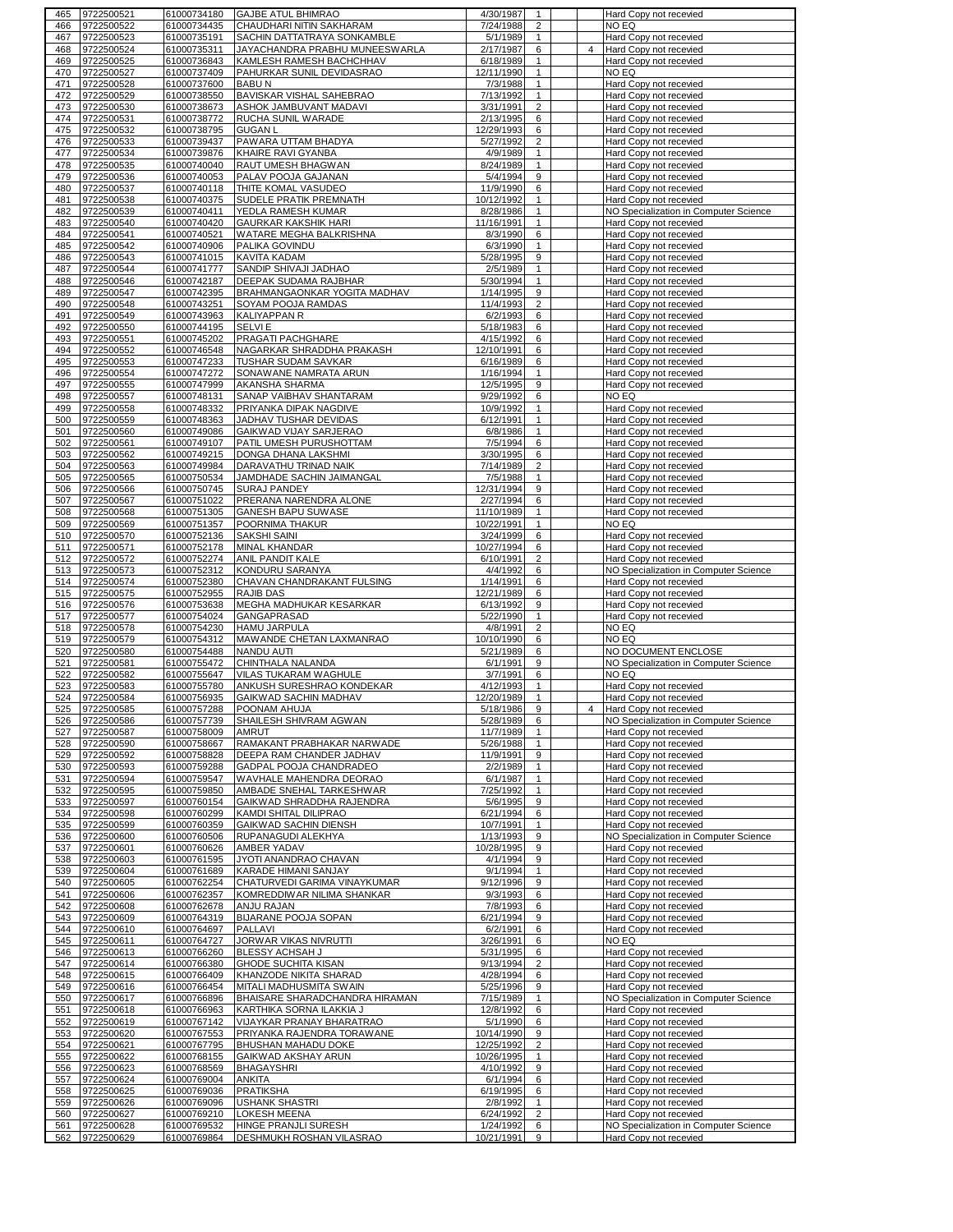| 465 | 9722500521 | 61000734180 | GAJBE ATUL BHIMRAO | 4/30/1987 | 1 | | | Hard Copy not recevied |
|---|---|---|---|---|---|---|---|---|
| 466 | 9722500522 | 61000734435 | CHAUDHARI NITIN SAKHARAM | 7/24/1988 | 2 | | | NO EQ |
| 467 | 9722500523 | 61000735191 | SACHIN DATTATRAYA SONKAMBLE | 5/1/1989 | 1 | | | Hard Copy not recevied |
| 468 | 9722500524 | 61000735311 | JAYACHANDRA PRABHU MUNEESWARLA | 2/17/1987 | 6 | | 4 | Hard Copy not recevied |
| 469 | 9722500525 | 61000736843 | KAMLESH RAMESH BACHCHHAV | 6/18/1989 | 1 | | | Hard Copy not recevied |
| 470 | 9722500527 | 61000737409 | PAHURKAR SUNIL DEVIDASRAO | 12/11/1990 | 1 | | | NO EQ |
| 471 | 9722500528 | 61000737600 | BABU N | 7/3/1988 | 1 | | | Hard Copy not recevied |
| 472 | 9722500529 | 61000738550 | BAVISKAR VISHAL SAHEBRAO | 7/13/1992 | 1 | | | Hard Copy not recevied |
| 473 | 9722500530 | 61000738673 | ASHOK JAMBUVANT MADAVI | 3/31/1991 | 2 | | | Hard Copy not recevied |
| 474 | 9722500531 | 61000738772 | RUCHA SUNIL WARADE | 2/13/1995 | 6 | | | Hard Copy not recevied |
| 475 | 9722500532 | 61000738795 | GUGAN L | 12/29/1993 | 6 | | | Hard Copy not recevied |
| 476 | 9722500533 | 61000739437 | PAWARA UTTAM BHADYA | 5/27/1992 | 2 | | | Hard Copy not recevied |
| 477 | 9722500534 | 61000739876 | KHAIRE RAVI GYANBA | 4/9/1989 | 1 | | | Hard Copy not recevied |
| 478 | 9722500535 | 61000740040 | RAUT UMESH BHAGWAN | 8/24/1989 | 1 | | | Hard Copy not recevied |
| 479 | 9722500536 | 61000740053 | PALAV POOJA GAJANAN | 5/4/1994 | 9 | | | Hard Copy not recevied |
| 480 | 9722500537 | 61000740118 | THITE KOMAL VASUDEO | 11/9/1990 | 6 | | | Hard Copy not recevied |
| 481 | 9722500538 | 61000740375 | SUDELE PRATIK PREMNATH | 10/12/1992 | 1 | | | Hard Copy not recevied |
| 482 | 9722500539 | 61000740411 | YEDLA RAMESH KUMAR | 8/28/1986 | 1 | | | NO Specialization in Computer Science |
| 483 | 9722500540 | 61000740420 | GAURKAR KAKSHIK HARI | 11/16/1991 | 1 | | | Hard Copy not recevied |
| 484 | 9722500541 | 61000740521 | WATARE MEGHA BALKRISHNA | 8/3/1990 | 6 | | | Hard Copy not recevied |
| 485 | 9722500542 | 61000740906 | PALIKA GOVINDU | 6/3/1990 | 1 | | | Hard Copy not recevied |
| 486 | 9722500543 | 61000741015 | KAVITA KADAM | 5/28/1995 | 9 | | | Hard Copy not recevied |
| 487 | 9722500544 | 61000741777 | SANDIP SHIVAJI JADHAO | 2/5/1989 | 1 | | | Hard Copy not recevied |
| 488 | 9722500546 | 61000742187 | DEEPAK SUDAMA RAJBHAR | 5/30/1994 | 1 | | | Hard Copy not recevied |
| 489 | 9722500547 | 61000742395 | BRAHMANGAONKAR YOGITA MADHAV | 1/14/1995 | 9 | | | Hard Copy not recevied |
| 490 | 9722500548 | 61000743251 | SOYAM POOJA RAMDAS | 11/4/1993 | 2 | | | Hard Copy not recevied |
| 491 | 9722500549 | 61000743963 | KALIYAPPAN R | 6/2/1993 | 6 | | | Hard Copy not recevied |
| 492 | 9722500550 | 61000744195 | SELVI E | 5/18/1983 | 6 | | | Hard Copy not recevied |
| 493 | 9722500551 | 61000745202 | PRAGATI PACHGHARE | 4/15/1992 | 6 | | | Hard Copy not recevied |
| 494 | 9722500552 | 61000746548 | NAGARKAR SHRADDHA PRAKASH | 12/10/1991 | 6 | | | Hard Copy not recevied |
| 495 | 9722500553 | 61000747233 | TUSHAR SUDAM SAVKAR | 6/16/1989 | 6 | | | Hard Copy not recevied |
| 496 | 9722500554 | 61000747272 | SONAWANE NAMRATA ARUN | 1/16/1994 | 1 | | | Hard Copy not recevied |
| 497 | 9722500555 | 61000747999 | AKANSHA SHARMA | 12/5/1995 | 9 | | | Hard Copy not recevied |
| 498 | 9722500557 | 61000748131 | SANAP VAIBHAV SHANTARAM | 9/29/1992 | 6 | | | NO EQ |
| 499 | 9722500558 | 61000748332 | PRIYANKA DIPAK NAGDIVE | 10/9/1992 | 1 | | | Hard Copy not recevied |
| 500 | 9722500559 | 61000748363 | JADHAV TUSHAR DEVIDAS | 6/12/1991 | 1 | | | Hard Copy not recevied |
| 501 | 9722500560 | 61000749086 | GAIKWAD VIJAY SARJERAO | 6/8/1986 | 1 | | | Hard Copy not recevied |
| 502 | 9722500561 | 61000749107 | PATIL UMESH PURUSHOTTAM | 7/5/1994 | 6 | | | Hard Copy not recevied |
| 503 | 9722500562 | 61000749215 | DONGA DHANA LAKSHMI | 3/30/1995 | 6 | | | Hard Copy not recevied |
| 504 | 9722500563 | 61000749984 | DARAVATHU TRINAD NAIK | 7/14/1989 | 2 | | | Hard Copy not recevied |
| 505 | 9722500565 | 61000750534 | JAMDHADE SACHIN JAIMANGAL | 7/5/1988 | 1 | | | Hard Copy not recevied |
| 506 | 9722500566 | 61000750745 | SURAJ PANDEY | 12/31/1994 | 9 | | | Hard Copy not recevied |
| 507 | 9722500567 | 61000751022 | PRERANA NARENDRA ALONE | 2/27/1994 | 6 | | | Hard Copy not recevied |
| 508 | 9722500568 | 61000751305 | GANESH BAPU SUWASE | 11/10/1989 | 1 | | | Hard Copy not recevied |
| 509 | 9722500569 | 61000751357 | POORNIMA THAKUR | 10/22/1991 | 1 | | | NO EQ |
| 510 | 9722500570 | 61000752136 | SAKSHI SAINI | 3/24/1999 | 6 | | | Hard Copy not recevied |
| 511 | 9722500571 | 61000752178 | MINAL KHANDAR | 10/27/1994 | 6 | | | Hard Copy not recevied |
| 512 | 9722500572 | 61000752274 | ANIL PANDIT KALE | 6/10/1991 | 2 | | | Hard Copy not recevied |
| 513 | 9722500573 | 61000752312 | KONDURU SARANYA | 4/4/1992 | 6 | | | NO Specialization in Computer Science |
| 514 | 9722500574 | 61000752380 | CHAVAN CHANDRAKANT FULSING | 1/14/1991 | 6 | | | Hard Copy not recevied |
| 515 | 9722500575 | 61000752955 | RAJIB DAS | 12/21/1989 | 6 | | | Hard Copy not recevied |
| 516 | 9722500576 | 61000753638 | MEGHA MADHUKAR KESARKAR | 6/13/1992 | 9 | | | Hard Copy not recevied |
| 517 | 9722500577 | 61000754024 | GANGAPRASAD | 5/22/1990 | 1 | | | Hard Copy not recevied |
| 518 | 9722500578 | 61000754230 | HAMU JARPULA | 4/8/1991 | 2 | | | NO EQ |
| 519 | 9722500579 | 61000754312 | MAWANDE CHETAN LAXMANRAO | 10/10/1990 | 6 | | | NO EQ |
| 520 | 9722500580 | 61000754488 | NANDU AUTI | 5/21/1989 | 6 | | | NO DOCUMENT ENCLOSE |
| 521 | 9722500581 | 61000755472 | CHINTHALA NALANDA | 6/1/1991 | 9 | | | NO Specialization in Computer Science |
| 522 | 9722500582 | 61000755647 | VILAS TUKARAM WAGHULE | 3/7/1991 | 6 | | | NO EQ |
| 523 | 9722500583 | 61000755780 | ANKUSH SURESHRAO KONDEKAR | 4/12/1993 | 1 | | | Hard Copy not recevied |
| 524 | 9722500584 | 61000756935 | GAIKWAD SACHIN MADHAV | 12/20/1989 | 1 | | | Hard Copy not recevied |
| 525 | 9722500585 | 61000757288 | POONAM AHUJA | 5/18/1986 | 9 | | 4 | Hard Copy not recevied |
| 526 | 9722500586 | 61000757739 | SHAILESH SHIVRAM AGWAN | 5/28/1989 | 6 | | | NO Specialization in Computer Science |
| 527 | 9722500587 | 61000758009 | AMRUT | 11/7/1989 | 1 | | | Hard Copy not recevied |
| 528 | 9722500590 | 61000758667 | RAMAKANT PRABHAKAR NARWADE | 5/26/1988 | 1 | | | Hard Copy not recevied |
| 529 | 9722500592 | 61000758828 | DEEPA RAM CHANDER JADHAV | 11/9/1991 | 9 | | | Hard Copy not recevied |
| 530 | 9722500593 | 61000759288 | GADPAL POOJA CHANDRADEO | 2/2/1989 | 1 | | | Hard Copy not recevied |
| 531 | 9722500594 | 61000759547 | WAVHALE MAHENDRA DEORAO | 6/1/1987 | 1 | | | Hard Copy not recevied |
| 532 | 9722500595 | 61000759850 | AMBADE SNEHAL TARKESHWAR | 7/25/1992 | 1 | | | Hard Copy not recevied |
| 533 | 9722500597 | 61000760154 | GAIKWAD SHRADDHA RAJENDRA | 5/6/1995 | 9 | | | Hard Copy not recevied |
| 534 | 9722500598 | 61000760299 | KAMDI SHITAL DILIPRAO | 6/21/1994 | 6 | | | Hard Copy not recevied |
| 535 | 9722500599 | 61000760359 | GAIKWAD SACHIN DIENSH | 10/7/1991 | 1 | | | Hard Copy not recevied |
| 536 | 9722500600 | 61000760506 | RUPANAGUDI ALEKHYA | 1/13/1993 | 9 | | | NO Specialization in Computer Science |
| 537 | 9722500601 | 61000760626 | AMBER YADAV | 10/28/1995 | 9 | | | Hard Copy not recevied |
| 538 | 9722500603 | 61000761595 | JYOTI ANANDRAO CHAVAN | 4/1/1994 | 9 | | | Hard Copy not recevied |
| 539 | 9722500604 | 61000761689 | KARADE HIMANI SANJAY | 9/1/1994 | 1 | | | Hard Copy not recevied |
| 540 | 9722500605 | 61000762254 | CHATURVEDI GARIMA VINAYKUMAR | 9/12/1996 | 9 | | | Hard Copy not recevied |
| 541 | 9722500606 | 61000762357 | KOMREDDIWAR NILIMA SHANKAR | 9/3/1993 | 6 | | | Hard Copy not recevied |
| 542 | 9722500608 | 61000762678 | ANJU RAJAN | 7/8/1993 | 6 | | | Hard Copy not recevied |
| 543 | 9722500609 | 61000764319 | BIJARANE POOJA SOPAN | 6/21/1994 | 9 | | | Hard Copy not recevied |
| 544 | 9722500610 | 61000764697 | PALLAVI | 6/2/1991 | 6 | | | Hard Copy not recevied |
| 545 | 9722500611 | 61000764727 | JORWAR VIKAS NIVRUTTI | 3/26/1991 | 6 | | | NO EQ |
| 546 | 9722500613 | 61000766260 | BLESSY ACHSAH J | 5/31/1995 | 6 | | | Hard Copy not recevied |
| 547 | 9722500614 | 61000766380 | GHODE SUCHITA KISAN | 9/13/1994 | 2 | | | Hard Copy not recevied |
| 548 | 9722500615 | 61000766409 | KHANZODE NIKITA SHARAD | 4/28/1994 | 6 | | | Hard Copy not recevied |
| 549 | 9722500616 | 61000766454 | MITALI MADHUSMITA SWAIN | 5/25/1996 | 9 | | | Hard Copy not recevied |
| 550 | 9722500617 | 61000766896 | BHAISARE SHARADCHANDRA HIRAMAN | 7/15/1989 | 1 | | | NO Specialization in Computer Science |
| 551 | 9722500618 | 61000766963 | KARTHIKA SORNA ILAKKIA J | 12/8/1992 | 6 | | | Hard Copy not recevied |
| 552 | 9722500619 | 61000767142 | VIJAYKAR PRANAY BHARATRAO | 5/1/1990 | 6 | | | Hard Copy not recevied |
| 553 | 9722500620 | 61000767553 | PRIYANKA RAJENDRA TORAWANE | 10/14/1990 | 9 | | | Hard Copy not recevied |
| 554 | 9722500621 | 61000767795 | BHUSHAN MAHADU DOKE | 12/25/1992 | 2 | | | Hard Copy not recevied |
| 555 | 9722500622 | 61000768155 | GAIKWAD AKSHAY ARUN | 10/26/1995 | 1 | | | Hard Copy not recevied |
| 556 | 9722500623 | 61000768569 | BHAGAYSHRI | 4/10/1992 | 9 | | | Hard Copy not recevied |
| 557 | 9722500624 | 61000769004 | ANKITA | 6/1/1994 | 6 | | | Hard Copy not recevied |
| 558 | 9722500625 | 61000769036 | PRATIKSHA | 6/19/1995 | 6 | | | Hard Copy not recevied |
| 559 | 9722500626 | 61000769096 | USHANK SHASTRI | 2/8/1992 | 1 | | | Hard Copy not recevied |
| 560 | 9722500627 | 61000769210 | LOKESH MEENA | 6/24/1992 | 2 | | | Hard Copy not recevied |
| 561 | 9722500628 | 61000769532 | HINGE PRANJLI SURESH | 1/24/1992 | 6 | | | NO Specialization in Computer Science |
| 562 | 9722500629 | 61000769864 | DESHMUKH ROSHAN VILASRAO | 10/21/1991 | 9 | | | Hard Copy not recevied |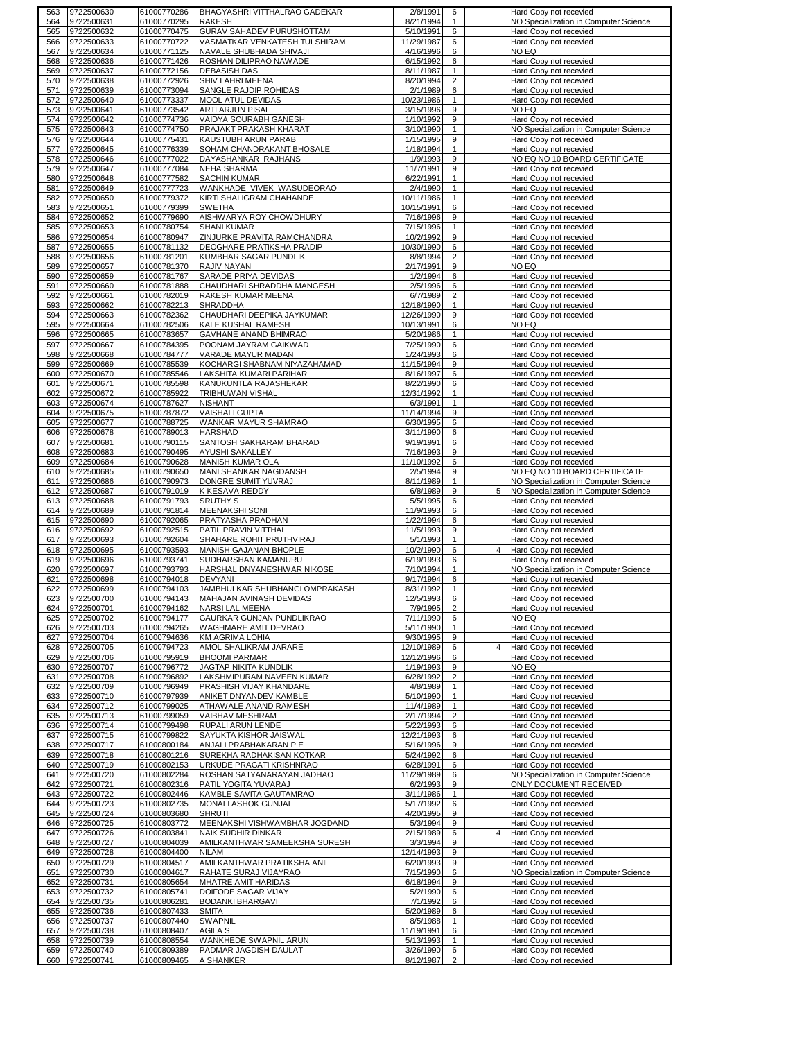| | | | | | | | | |
|---|---|---|---|---|---|---|---|---|
| 563 | 9722500630 | 61000770286 | BHAGYASHRI VITTHALRAO GADEKAR | 2/8/1991 | 6 | | | Hard Copy not recevied |
| 564 | 9722500631 | 61000770295 | RAKESH | 8/21/1994 | 1 | | | NO Specialization in Computer Science |
| 565 | 9722500632 | 61000770475 | GURAV SAHADEV PURUSHOTTAM | 5/10/1991 | 6 | | | Hard Copy not recevied |
| 566 | 9722500633 | 61000770722 | VASMATKAR VENKATESH TULSHIRAM | 11/29/1987 | 6 | | | Hard Copy not recevied |
| 567 | 9722500634 | 61000771125 | NAVALE SHUBHADA SHIVAJI | 4/16/1996 | 6 | | | NO EQ |
| 568 | 9722500636 | 61000771426 | ROSHAN DILIPRAO NAWADE | 6/15/1992 | 6 | | | Hard Copy not recevied |
| 569 | 9722500637 | 61000772156 | DEBASISH DAS | 8/11/1987 | 1 | | | Hard Copy not recevied |
| 570 | 9722500638 | 61000772926 | SHIV LAHRI MEENA | 8/20/1994 | 2 | | | Hard Copy not recevied |
| 571 | 9722500639 | 61000773094 | SANGLE RAJDIP ROHIDAS | 2/1/1989 | 6 | | | Hard Copy not recevied |
| 572 | 9722500640 | 61000773337 | MOOL ATUL DEVIDAS | 10/23/1986 | 1 | | | Hard Copy not recevied |
| 573 | 9722500641 | 61000773542 | ARTI ARJUN PISAL | 3/15/1996 | 9 | | | NO EQ |
| 574 | 9722500642 | 61000774736 | VAIDYA SOURABH GANESH | 1/10/1992 | 9 | | | Hard Copy not recevied |
| 575 | 9722500643 | 61000774750 | PRAJAKT PRAKASH KHARAT | 3/10/1990 | 1 | | | NO Specialization in Computer Science |
| 576 | 9722500644 | 61000775431 | KAUSTUBH ARUN PARAB | 1/15/1995 | 9 | | | Hard Copy not recevied |
| 577 | 9722500645 | 61000776339 | SOHAM CHANDRAKANT BHOSALE | 1/18/1994 | 1 | | | Hard Copy not recevied |
| 578 | 9722500646 | 61000777022 | DAYASHANKAR RAJHANS | 1/9/1993 | 9 | | | NO EQ NO 10 BOARD CERTIFICATE |
| 579 | 9722500647 | 61000777084 | NEHA SHARMA | 11/7/1991 | 9 | | | Hard Copy not recevied |
| 580 | 9722500648 | 61000777582 | SACHIN KUMAR | 6/22/1991 | 1 | | | Hard Copy not recevied |
| 581 | 9722500649 | 61000777723 | WANKHADE VIVEK WASUDEORAO | 2/4/1990 | 1 | | | Hard Copy not recevied |
| 582 | 9722500650 | 61000779372 | KIRTI SHALIGRAM CHAHANDE | 10/11/1986 | 1 | | | Hard Copy not recevied |
| 583 | 9722500651 | 61000779399 | SWETHA | 10/15/1991 | 6 | | | Hard Copy not recevied |
| 584 | 9722500652 | 61000779690 | AISHWARYA ROY CHOWDHURY | 7/16/1996 | 9 | | | Hard Copy not recevied |
| 585 | 9722500653 | 61000780754 | SHANI KUMAR | 7/15/1996 | 1 | | | Hard Copy not recevied |
| 586 | 9722500654 | 61000780947 | ZINJURKE PRAVITA RAMCHANDRA | 10/2/1992 | 9 | | | Hard Copy not recevied |
| 587 | 9722500655 | 61000781132 | DEOGHARE PRATIKSHA PRADIP | 10/30/1990 | 6 | | | Hard Copy not recevied |
| 588 | 9722500656 | 61000781201 | KUMBHAR SAGAR PUNDLIK | 8/8/1994 | 2 | | | Hard Copy not recevied |
| 589 | 9722500657 | 61000781370 | RAJIV NAYAN | 2/17/1991 | 9 | | | NO EQ |
| 590 | 9722500659 | 61000781767 | SARADE PRIYA DEVIDAS | 1/2/1994 | 6 | | | Hard Copy not recevied |
| 591 | 9722500660 | 61000781888 | CHAUDHARI SHRADDHA MANGESH | 2/5/1996 | 6 | | | Hard Copy not recevied |
| 592 | 9722500661 | 61000782019 | RAKESH KUMAR MEENA | 6/7/1989 | 2 | | | Hard Copy not recevied |
| 593 | 9722500662 | 61000782213 | SHRADDHA | 12/18/1990 | 1 | | | Hard Copy not recevied |
| 594 | 9722500663 | 61000782362 | CHAUDHARI DEEPIKA JAYKUMAR | 12/26/1990 | 9 | | | Hard Copy not recevied |
| 595 | 9722500664 | 61000782506 | KALE KUSHAL RAMESH | 10/13/1991 | 6 | | | NO EQ |
| 596 | 9722500665 | 61000783657 | GAVHANE ANAND BHIMRAO | 5/20/1986 | 1 | | | Hard Copy not recevied |
| 597 | 9722500667 | 61000784395 | POONAM JAYRAM GAIKWAD | 7/25/1990 | 6 | | | Hard Copy not recevied |
| 598 | 9722500668 | 61000784777 | VARADE MAYUR MADAN | 1/24/1993 | 6 | | | Hard Copy not recevied |
| 599 | 9722500669 | 61000785539 | KOCHARGI SHABNAM NIYAZAHAMAD | 11/15/1994 | 9 | | | Hard Copy not recevied |
| 600 | 9722500670 | 61000785546 | LAKSHITA KUMARI PARIHAR | 8/16/1997 | 6 | | | Hard Copy not recevied |
| 601 | 9722500671 | 61000785598 | KANUKUNTLA RAJASHEKAR | 8/22/1990 | 6 | | | Hard Copy not recevied |
| 602 | 9722500672 | 61000785922 | TRIBHUWAN VISHAL | 12/31/1992 | 1 | | | Hard Copy not recevied |
| 603 | 9722500674 | 61000787627 | NISHANT | 6/3/1991 | 1 | | | Hard Copy not recevied |
| 604 | 9722500675 | 61000787872 | VAISHALI GUPTA | 11/14/1994 | 9 | | | Hard Copy not recevied |
| 605 | 9722500677 | 61000788725 | WANKAR MAYUR SHAMRAO | 6/30/1995 | 6 | | | Hard Copy not recevied |
| 606 | 9722500678 | 61000789013 | HARSHAD | 3/11/1990 | 6 | | | Hard Copy not recevied |
| 607 | 9722500681 | 61000790115 | SANTOSH SAKHARAM BHARAD | 9/19/1991 | 6 | | | Hard Copy not recevied |
| 608 | 9722500683 | 61000790495 | AYUSHI SAKALLEY | 7/16/1993 | 9 | | | Hard Copy not recevied |
| 609 | 9722500684 | 61000790628 | MANISH KUMAR OLA | 11/10/1992 | 6 | | | Hard Copy not recevied |
| 610 | 9722500685 | 61000790650 | MANI SHANKAR NAGDANSH | 2/5/1994 | 9 | | | NO EQ NO 10 BOARD CERTIFICATE |
| 611 | 9722500686 | 61000790973 | DONGRE SUMIT YUVRAJ | 8/11/1989 | 1 | | | NO Specialization in Computer Science |
| 612 | 9722500687 | 61000791019 | K KESAVA REDDY | 6/8/1989 | 9 | | 5 | NO Specialization in Computer Science |
| 613 | 9722500688 | 61000791793 | SRUTHY S | 5/5/1995 | 6 | | | Hard Copy not recevied |
| 614 | 9722500689 | 61000791814 | MEENAKSHI SONI | 11/9/1993 | 6 | | | Hard Copy not recevied |
| 615 | 9722500690 | 61000792065 | PRATYASHA PRADHAN | 1/22/1994 | 6 | | | Hard Copy not recevied |
| 616 | 9722500692 | 61000792515 | PATIL PRAVIN VITTHAL | 11/5/1993 | 9 | | | Hard Copy not recevied |
| 617 | 9722500693 | 61000792604 | SHAHARE ROHIT PRUTHVIRAJ | 5/1/1993 | 1 | | | Hard Copy not recevied |
| 618 | 9722500695 | 61000793593 | MANISH GAJANAN BHOPLE | 10/2/1990 | 6 | | 4 | Hard Copy not recevied |
| 619 | 9722500696 | 61000793741 | SUDHARSHAN KAMANURU | 6/19/1993 | 6 | | | Hard Copy not recevied |
| 620 | 9722500697 | 61000793793 | HARSHAL DNYANESHWAR NIKOSE | 7/10/1994 | 1 | | | NO Specialization in Computer Science |
| 621 | 9722500698 | 61000794018 | DEVYANI | 9/17/1994 | 6 | | | Hard Copy not recevied |
| 622 | 9722500699 | 61000794103 | JAMBHULKAR SHUBHANGI OMPRAKASH | 8/31/1992 | 1 | | | Hard Copy not recevied |
| 623 | 9722500700 | 61000794143 | MAHAJAN AVINASH DEVIDAS | 12/5/1993 | 6 | | | Hard Copy not recevied |
| 624 | 9722500701 | 61000794162 | NARSI LAL MEENA | 7/9/1995 | 2 | | | Hard Copy not recevied |
| 625 | 9722500702 | 61000794177 | GAURKAR GUNJAN PUNDLIKRAO | 7/11/1990 | 6 | | | NO EQ |
| 626 | 9722500703 | 61000794265 | WAGHMARE AMIT DEVRAO | 5/11/1990 | 1 | | | Hard Copy not recevied |
| 627 | 9722500704 | 61000794636 | KM AGRIMA LOHIA | 9/30/1995 | 9 | | | Hard Copy not recevied |
| 628 | 9722500705 | 61000794723 | AMOL SHALIKRAM JARARE | 12/10/1989 | 6 | | 4 | Hard Copy not recevied |
| 629 | 9722500706 | 61000795919 | BHOOMI PARMAR | 12/12/1996 | 6 | | | Hard Copy not recevied |
| 630 | 9722500707 | 61000796772 | JAGTAP NIKITA KUNDLIK | 1/19/1993 | 9 | | | NO EQ |
| 631 | 9722500708 | 61000796892 | LAKSHMIPURAM NAVEEN KUMAR | 6/28/1992 | 2 | | | Hard Copy not recevied |
| 632 | 9722500709 | 61000796949 | PRASHISH VIJAY KHANDARE | 4/8/1989 | 1 | | | Hard Copy not recevied |
| 633 | 9722500710 | 61000797939 | ANIKET DNYANDEV KAMBLE | 5/10/1990 | 1 | | | Hard Copy not recevied |
| 634 | 9722500712 | 61000799025 | ATHAWALE ANAND RAMESH | 11/4/1989 | 1 | | | Hard Copy not recevied |
| 635 | 9722500713 | 61000799059 | VAIBHAV MESHRAM | 2/17/1994 | 2 | | | Hard Copy not recevied |
| 636 | 9722500714 | 61000799498 | RUPALI ARUN LENDE | 5/22/1993 | 6 | | | Hard Copy not recevied |
| 637 | 9722500715 | 61000799822 | SAYUKTA KISHOR JAISWAL | 12/21/1993 | 6 | | | Hard Copy not recevied |
| 638 | 9722500717 | 61000800184 | ANJALI PRABHAKARAN P E | 5/16/1996 | 9 | | | Hard Copy not recevied |
| 639 | 9722500718 | 61000801216 | SUREKHA RADHAKISAN KOTKAR | 5/24/1992 | 6 | | | Hard Copy not recevied |
| 640 | 9722500719 | 61000802153 | URKUDE PRAGATI KRISHNRAO | 6/28/1991 | 6 | | | Hard Copy not recevied |
| 641 | 9722500720 | 61000802284 | ROSHAN SATYANARAYAN JADHAO | 11/29/1989 | 6 | | | NO Specialization in Computer Science |
| 642 | 9722500721 | 61000802316 | PATIL YOGITA YUVARAJ | 6/2/1993 | 9 | | | ONLY DOCUMENT RECEIVED |
| 643 | 9722500722 | 61000802446 | KAMBLE SAVITA GAUTAMRAO | 3/11/1986 | 1 | | | Hard Copy not recevied |
| 644 | 9722500723 | 61000802735 | MONALI ASHOK GUNJAL | 5/17/1992 | 6 | | | Hard Copy not recevied |
| 645 | 9722500724 | 61000803680 | SHRUTI | 4/20/1995 | 9 | | | Hard Copy not recevied |
| 646 | 9722500725 | 61000803772 | MEENAKSHI VISHWAMBHAR JOGDAND | 5/3/1994 | 9 | | | Hard Copy not recevied |
| 647 | 9722500726 | 61000803841 | NAIK SUDHIR DINKAR | 2/15/1989 | 6 | | 4 | Hard Copy not recevied |
| 648 | 9722500727 | 61000804039 | AMILKANTHWAR SAMEEKSHA SURESH | 3/3/1994 | 9 | | | Hard Copy not recevied |
| 649 | 9722500728 | 61000804400 | NILAM | 12/14/1993 | 9 | | | Hard Copy not recevied |
| 650 | 9722500729 | 61000804517 | AMILKANTHWAR PRATIKSHA ANIL | 6/20/1993 | 9 | | | Hard Copy not recevied |
| 651 | 9722500730 | 61000804617 | RAHATE SURAJ VIJAYRAO | 7/15/1990 | 6 | | | NO Specialization in Computer Science |
| 652 | 9722500731 | 61000805654 | MHATRE AMIT HARIDAS | 6/18/1994 | 9 | | | Hard Copy not recevied |
| 653 | 9722500732 | 61000805741 | DOIFODE SAGAR VIJAY | 5/2/1990 | 6 | | | Hard Copy not recevied |
| 654 | 9722500735 | 61000806281 | BODANKI BHARGAVI | 7/1/1992 | 6 | | | Hard Copy not recevied |
| 655 | 9722500736 | 61000807433 | SMITA | 5/20/1989 | 6 | | | Hard Copy not recevied |
| 656 | 9722500737 | 61000807440 | SWAPNIL | 8/5/1988 | 1 | | | Hard Copy not recevied |
| 657 | 9722500738 | 61000808407 | AGILA S | 11/19/1991 | 6 | | | Hard Copy not recevied |
| 658 | 9722500739 | 61000808554 | WANKHEDE SWAPNIL ARUN | 5/13/1993 | 1 | | | Hard Copy not recevied |
| 659 | 9722500740 | 61000809389 | PADMAR JAGDISH DAULAT | 3/26/1990 | 6 | | | Hard Copy not recevied |
| 660 | 9722500741 | 61000809465 | A SHANKER | 8/12/1987 | 2 | | | Hard Copy not recevied |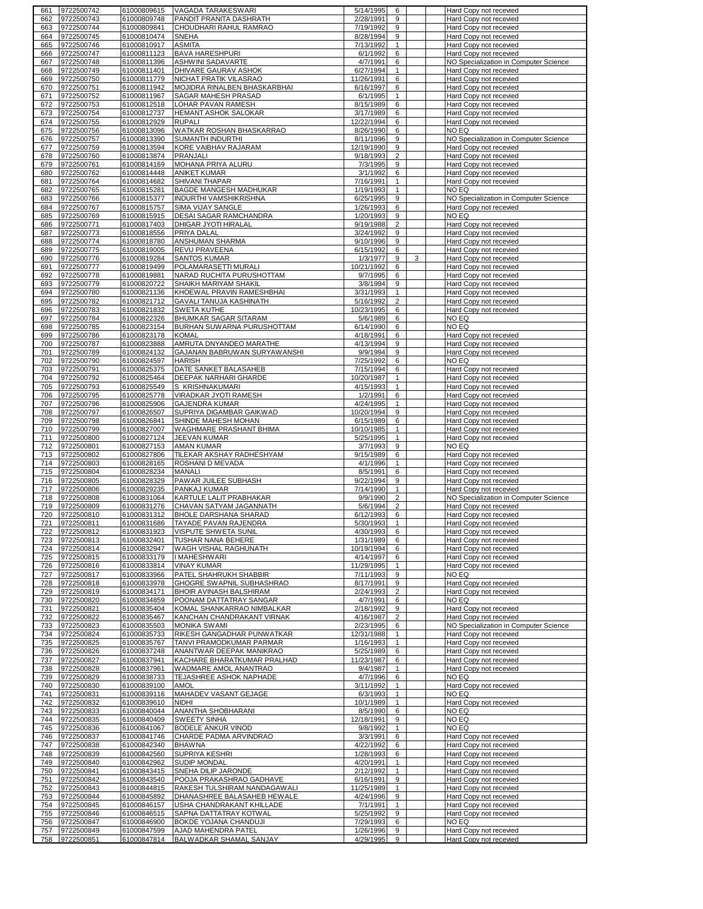| | | | | | | | | |
|---|---|---|---|---|---|---|---|---|
| 661 | 9722500742 | 61000809615 | VAGADA TARAKESWARI | 5/14/1995 | 6 | | | Hard Copy not recevied |
| 662 | 9722500743 | 61000809748 | PANDIT PRANITA DASHRATH | 2/28/1991 | 9 | | | Hard Copy not recevied |
| 663 | 9722500744 | 61000809841 | CHOUDHARI RAHUL RAMRAO | 7/19/1992 | 9 | | | Hard Copy not recevied |
| 664 | 9722500745 | 61000810474 | SNEHA | 8/28/1994 | 9 | | | Hard Copy not recevied |
| 665 | 9722500746 | 61000810917 | ASMITA | 7/13/1992 | 1 | | | Hard Copy not recevied |
| 666 | 9722500747 | 61000811123 | BAVA HARESHPURI | 6/1/1992 | 6 | | | Hard Copy not recevied |
| 667 | 9722500748 | 61000811396 | ASHWINI SADAVARTE | 4/7/1991 | 6 | | | NO Specialization in Computer Science |
| 668 | 9722500749 | 61000811401 | DHIVARE GAURAV ASHOK | 6/27/1994 | 1 | | | Hard Copy not recevied |
| 669 | 9722500750 | 61000811779 | NICHAT PRATIK VILASRAO | 11/26/1991 | 6 | | | Hard Copy not recevied |
| 670 | 9722500751 | 61000811942 | MOJIDRA RINALBEN BHASKARBHAI | 6/16/1997 | 6 | | | Hard Copy not recevied |
| 671 | 9722500752 | 61000811967 | SAGAR MAHESH PRASAD | 6/1/1995 | 1 | | | Hard Copy not recevied |
| 672 | 9722500753 | 61000812518 | LOHAR PAVAN RAMESH | 8/15/1989 | 6 | | | Hard Copy not recevied |
| 673 | 9722500754 | 61000812737 | HEMANT ASHOK SALOKAR | 3/17/1989 | 6 | | | Hard Copy not recevied |
| 674 | 9722500755 | 61000812929 | RUPALI | 12/22/1994 | 6 | | | Hard Copy not recevied |
| 675 | 9722500756 | 61000813096 | WATKAR ROSHAN BHASKARRAO | 8/26/1990 | 6 | | | NO EQ |
| 676 | 9722500757 | 61000813390 | SUMANTH INDURTHI | 8/11/1996 | 9 | | | NO Specialization in Computer Science |
| 677 | 9722500759 | 61000813594 | KORE VAIBHAV RAJARAM | 12/19/1990 | 9 | | | Hard Copy not recevied |
| 678 | 9722500760 | 61000813874 | PRANJALI | 9/18/1993 | 2 | | | Hard Copy not recevied |
| 679 | 9722500761 | 61000814169 | MOHANA PRIYA ALURU | 7/3/1995 | 9 | | | Hard Copy not recevied |
| 680 | 9722500762 | 61000814448 | ANIKET KUMAR | 3/1/1992 | 6 | | | Hard Copy not recevied |
| 681 | 9722500764 | 61000814682 | SHIVANI THAPAR | 7/16/1991 | 1 | | | Hard Copy not recevied |
| 682 | 9722500765 | 61000815281 | BAGDE MANGESH MADHUKAR | 1/19/1993 | 1 | | | NO EQ |
| 683 | 9722500766 | 61000815377 | INDURTHI VAMSHIKRISHNA | 6/25/1995 | 9 | | | NO Specialization in Computer Science |
| 684 | 9722500767 | 61000815757 | SIMA VIJAY SANGLE | 1/26/1993 | 6 | | | Hard Copy not recevied |
| 685 | 9722500769 | 61000815915 | DESAI SAGAR RAMCHANDRA | 1/20/1993 | 9 | | | NO EQ |
| 686 | 9722500771 | 61000817403 | DHIGAR JYOTI HIRALAL | 9/19/1988 | 2 | | | Hard Copy not recevied |
| 687 | 9722500773 | 61000818556 | PRIYA DALAL | 3/24/1992 | 9 | | | Hard Copy not recevied |
| 688 | 9722500774 | 61000818780 | ANSHUMAN SHARMA | 9/10/1996 | 9 | | | Hard Copy not recevied |
| 689 | 9722500775 | 61000819005 | REVU PRAVEENA | 6/15/1992 | 6 | | | Hard Copy not recevied |
| 690 | 9722500776 | 61000819284 | SANTOS KUMAR | 1/3/1977 | 9 | 3 | | Hard Copy not recevied |
| 691 | 9722500777 | 61000819499 | POLAMARASETTI MURALI | 10/21/1992 | 6 | | | Hard Copy not recevied |
| 692 | 9722500778 | 61000819881 | NARAD RUCHITA PURUSHOTTAM | 9/7/1995 | 6 | | | Hard Copy not recevied |
| 693 | 9722500779 | 61000820722 | SHAIKH MARIYAM SHAKIL | 3/8/1994 | 9 | | | Hard Copy not recevied |
| 694 | 9722500780 | 61000821136 | KHOEWAL PRAVIN RAMESHBHAI | 3/31/1993 | 1 | | | Hard Copy not recevied |
| 695 | 9722500782 | 61000821712 | GAVALI TANUJA KASHINATH | 5/16/1992 | 2 | | | Hard Copy not recevied |
| 696 | 9722500783 | 61000821832 | SWETA KUTHE | 10/23/1995 | 6 | | | Hard Copy not recevied |
| 697 | 9722500784 | 61000822326 | BHUMKAR SAGAR SITARAM | 5/6/1989 | 6 | | | NO EQ |
| 698 | 9722500785 | 61000823154 | BURHAN SUWARNA PURUSHOTTAM | 6/14/1990 | 6 | | | NO EQ |
| 699 | 9722500786 | 61000823178 | KOMAL | 4/18/1991 | 6 | | | Hard Copy not recevied |
| 700 | 9722500787 | 61000823888 | AMRUTA DNYANDEO MARATHE | 4/13/1994 | 9 | | | Hard Copy not recevied |
| 701 | 9722500789 | 61000824132 | GAJANAN BABRUWAN SURYAWANSHI | 9/9/1994 | 9 | | | Hard Copy not recevied |
| 702 | 9722500790 | 61000824597 | HARISH | 7/25/1992 | 6 | | | NO EQ |
| 703 | 9722500791 | 61000825375 | DATE SANKET BALASAHEB | 7/15/1994 | 6 | | | Hard Copy not recevied |
| 704 | 9722500792 | 61000825464 | DEEPAK NARHARI GHARDE | 10/20/1987 | 1 | | | Hard Copy not recevied |
| 705 | 9722500793 | 61000825549 | S KRISHNAKUMARI | 4/15/1993 | 1 | | | Hard Copy not recevied |
| 706 | 9722500795 | 61000825778 | VIRADKAR JYOTI RAMESH | 1/2/1991 | 6 | | | Hard Copy not recevied |
| 707 | 9722500796 | 61000825906 | GAJENDRA KUMAR | 4/24/1995 | 1 | | | Hard Copy not recevied |
| 708 | 9722500797 | 61000826507 | SUPRIYA DIGAMBAR GAIKWAD | 10/20/1994 | 9 | | | Hard Copy not recevied |
| 709 | 9722500798 | 61000826841 | SHINDE MAHESH MOHAN | 6/15/1989 | 6 | | | Hard Copy not recevied |
| 710 | 9722500799 | 61000827007 | WAGHMARE PRASHANT BHIMA | 10/10/1985 | 1 | | | Hard Copy not recevied |
| 711 | 9722500800 | 61000827124 | JEEVAN KUMAR | 5/25/1995 | 1 | | | Hard Copy not recevied |
| 712 | 9722500801 | 61000827153 | AMAN KUMAR | 3/7/1993 | 9 | | | NO EQ |
| 713 | 9722500802 | 61000827806 | TILEKAR AKSHAY RADHESHYAM | 9/15/1989 | 6 | | | Hard Copy not recevied |
| 714 | 9722500803 | 61000828165 | ROSHANI D MEVADA | 4/1/1996 | 1 | | | Hard Copy not recevied |
| 715 | 9722500804 | 61000828234 | MANALI | 8/5/1991 | 6 | | | Hard Copy not recevied |
| 716 | 9722500805 | 61000828329 | PAWAR JUILEE SUBHASH | 9/22/1994 | 9 | | | Hard Copy not recevied |
| 717 | 9722500806 | 61000829235 | PANKAJ KUMAR | 7/14/1990 | 1 | | | Hard Copy not recevied |
| 718 | 9722500808 | 61000831064 | KARTULE LALIT PRABHAKAR | 9/9/1990 | 2 | | | NO Specialization in Computer Science |
| 719 | 9722500809 | 61000831276 | CHAVAN SATYAM JAGANNATH | 5/6/1994 | 2 | | | Hard Copy not recevied |
| 720 | 9722500810 | 61000831312 | BHOLE DARSHANA SHARAD | 6/12/1993 | 6 | | | Hard Copy not recevied |
| 721 | 9722500811 | 61000831686 | TAYADE PAVAN RAJENDRA | 5/30/1993 | 1 | | | Hard Copy not recevied |
| 722 | 9722500812 | 61000831923 | VISPUTE SHWETA SUNIL | 4/30/1993 | 6 | | | Hard Copy not recevied |
| 723 | 9722500813 | 61000832401 | TUSHAR NANA BEHERE | 1/31/1989 | 6 | | | Hard Copy not recevied |
| 724 | 9722500814 | 61000832947 | WAGH VISHAL RAGHUNATH | 10/19/1994 | 6 | | | Hard Copy not recevied |
| 725 | 9722500815 | 61000833179 | I MAHESHWARI | 4/14/1997 | 6 | | | Hard Copy not recevied |
| 726 | 9722500816 | 61000833814 | VINAY KUMAR | 11/29/1995 | 1 | | | Hard Copy not recevied |
| 727 | 9722500817 | 61000833966 | PATEL SHAHRUKH SHABBIR | 7/11/1993 | 9 | | | NO EQ |
| 728 | 9722500818 | 61000833978 | GHOGRE SWAPNIL SUBHASHRAO | 8/17/1991 | 9 | | | Hard Copy not recevied |
| 729 | 9722500819 | 61000834171 | BHOIR AVINASH BALSHIRAM | 2/24/1993 | 2 | | | Hard Copy not recevied |
| 730 | 9722500820 | 61000834859 | POONAM DATTATRAY SANGAR | 4/7/1991 | 6 | | | NO EQ |
| 731 | 9722500821 | 61000835404 | KOMAL SHANKARRAO NIMBALKAR | 2/18/1992 | 9 | | | Hard Copy not recevied |
| 732 | 9722500822 | 61000835467 | KANCHAN CHANDRAKANT VIRNAK | 4/16/1987 | 2 | | | Hard Copy not recevied |
| 733 | 9722500823 | 61000835503 | MONIKA SWAMI | 2/23/1995 | 6 | | | NO Specialization in Computer Science |
| 734 | 9722500824 | 61000835733 | RIKESH GANGADHAR PUNWATKAR | 12/31/1988 | 1 | | | Hard Copy not recevied |
| 735 | 9722500825 | 61000835767 | TANVI PRAMODKUMAR PARMAR | 1/16/1993 | 1 | | | Hard Copy not recevied |
| 736 | 9722500826 | 61000837248 | ANANTWAR DEEPAK MANIKRAO | 5/25/1989 | 6 | | | Hard Copy not recevied |
| 737 | 9722500827 | 61000837941 | KACHARE BHARATKUMAR PRALHAD | 11/23/1987 | 6 | | | Hard Copy not recevied |
| 738 | 9722500828 | 61000837961 | WADMARE AMOL ANANTRAO | 9/4/1987 | 1 | | | Hard Copy not recevied |
| 739 | 9722500829 | 61000838733 | TEJASHREE ASHOK NAPHADE | 4/7/1996 | 6 | | | NO EQ |
| 740 | 9722500830 | 61000839100 | AMOL | 3/11/1992 | 1 | | | Hard Copy not recevied |
| 741 | 9722500831 | 61000839116 | MAHADEV VASANT GEJAGE | 6/3/1993 | 1 | | | NO EQ |
| 742 | 9722500832 | 61000839610 | NIDHI | 10/1/1989 | 1 | | | Hard Copy not recevied |
| 743 | 9722500833 | 61000840044 | ANANTHA SHOBHARANI | 8/5/1990 | 6 | | | NO EQ |
| 744 | 9722500835 | 61000840409 | SWEETY SINHA | 12/18/1991 | 9 | | | NO EQ |
| 745 | 9722500836 | 61000841067 | BODELE ANKUR VINOD | 9/8/1992 | 1 | | | NO EQ |
| 746 | 9722500837 | 61000841746 | CHARDE PADMA ARVINDRAO | 3/3/1991 | 6 | | | Hard Copy not recevied |
| 747 | 9722500838 | 61000842340 | BHAWNA | 4/22/1992 | 6 | | | Hard Copy not recevied |
| 748 | 9722500839 | 61000842560 | SUPRIYA KESHRI | 1/28/1993 | 6 | | | Hard Copy not recevied |
| 749 | 9722500840 | 61000842962 | SUDIP MONDAL | 4/20/1991 | 1 | | | Hard Copy not recevied |
| 750 | 9722500841 | 61000843415 | SNEHA DILIP JARONDE | 2/12/1992 | 1 | | | Hard Copy not recevied |
| 751 | 9722500842 | 61000843540 | POOJA PRAKASHRAO GADHAVE | 6/16/1991 | 9 | | | Hard Copy not recevied |
| 752 | 9722500843 | 61000844815 | RAKESH TULSHIRAM NANDAGAWALI | 11/25/1989 | 1 | | | Hard Copy not recevied |
| 753 | 9722500844 | 61000845892 | DHANASHREE BALASAHEB HEWALE | 4/24/1996 | 9 | | | Hard Copy not recevied |
| 754 | 9722500845 | 61000846157 | USHA CHANDRAKANT KHILLADE | 7/1/1991 | 1 | | | Hard Copy not recevied |
| 755 | 9722500846 | 61000846515 | SAPNA DATTATRAY KOTWAL | 5/25/1992 | 9 | | | Hard Copy not recevied |
| 756 | 9722500847 | 61000846900 | BOKDE YOJANA CHANDUJI | 7/29/1993 | 6 | | | NO EQ |
| 757 | 9722500849 | 61000847599 | AJAD MAHENDRA PATEL | 1/26/1996 | 9 | | | Hard Copy not recevied |
| 758 | 9722500851 | 61000847814 | BALWADKAR SHAMAL SANJAY | 4/29/1995 | 9 | | | Hard Copy not recevied |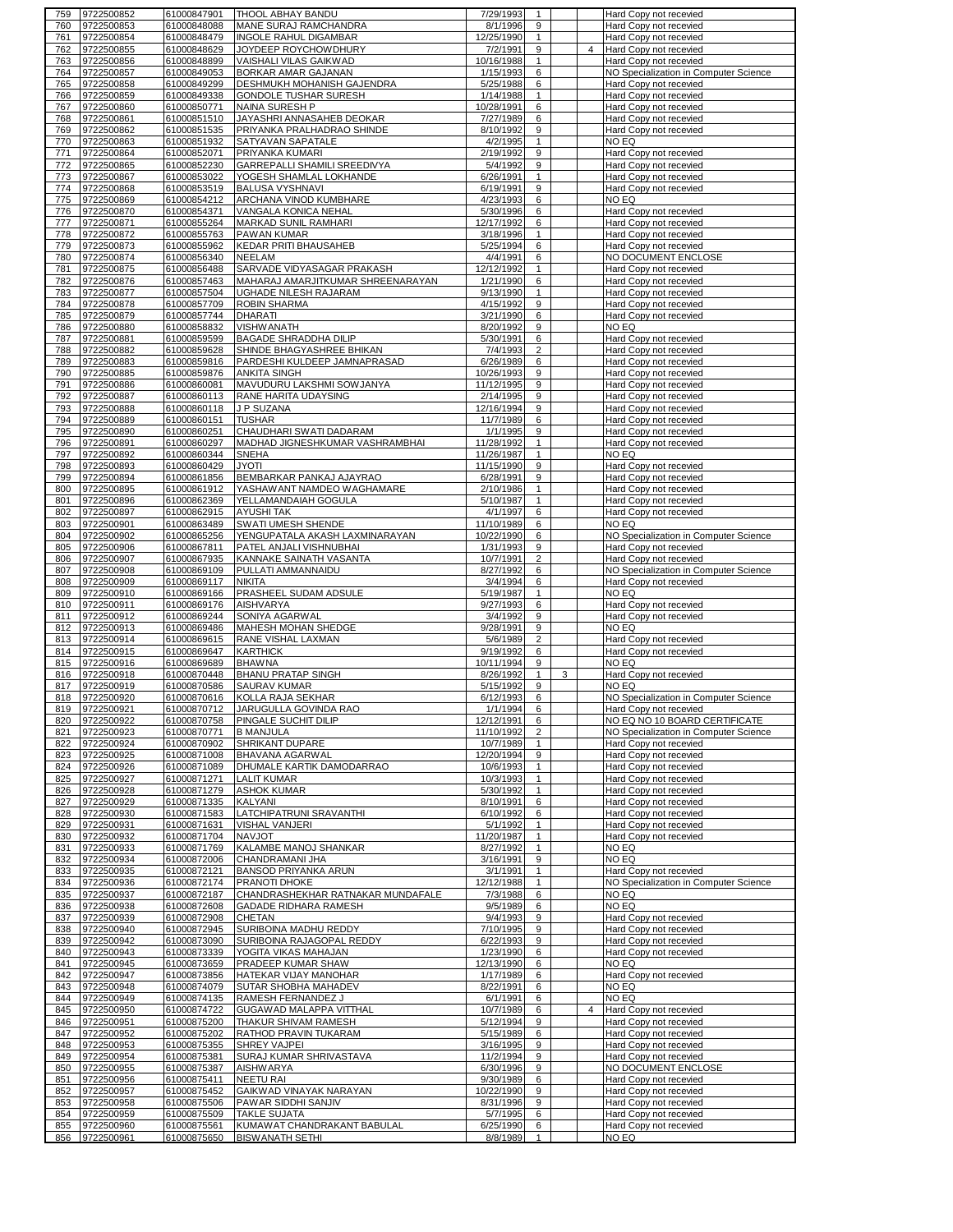| 759 | 9722500852 | 61000847901 | THOOL ABHAY BANDU | 7/29/1993 | 1 | | | Hard Copy not recevied |
|---|---|---|---|---|---|---|---|---|
| 760 | 9722500853 | 61000848088 | MANE SURAJ RAMCHANDRA | 8/1/1996 | 9 | | | Hard Copy not recevied |
| 761 | 9722500854 | 61000848479 | INGOLE RAHUL DIGAMBAR | 12/25/1990 | 1 | | | Hard Copy not recevied |
| 762 | 9722500855 | 61000848629 | JOYDEEP ROYCHOWDHURY | 7/2/1991 | 9 | | 4 | Hard Copy not recevied |
| 763 | 9722500856 | 61000848899 | VAISHALI VILAS GAIKWAD | 10/16/1988 | 1 | | | Hard Copy not recevied |
| 764 | 9722500857 | 61000849053 | BORKAR AMAR GAJANAN | 1/15/1993 | 6 | | | NO Specialization in Computer Science |
| 765 | 9722500858 | 61000849299 | DESHMUKH MOHANISH GAJENDRA | 5/25/1988 | 6 | | | Hard Copy not recevied |
| 766 | 9722500859 | 61000849338 | GONDOLE TUSHAR SURESH | 1/14/1988 | 1 | | | Hard Copy not recevied |
| 767 | 9722500860 | 61000850771 | NAINA SURESH P | 10/28/1991 | 6 | | | Hard Copy not recevied |
| 768 | 9722500861 | 61000851510 | JAYASHRI ANNASAHEB DEOKAR | 7/27/1989 | 6 | | | Hard Copy not recevied |
| 769 | 9722500862 | 61000851535 | PRIYANKA PRALHADRAO SHINDE | 8/10/1992 | 9 | | | Hard Copy not recevied |
| 770 | 9722500863 | 61000851932 | SATYAVAN SAPATALE | 4/2/1995 | 1 | | | NO EQ |
| 771 | 9722500864 | 61000852071 | PRIYANKA KUMARI | 2/19/1992 | 9 | | | Hard Copy not recevied |
| 772 | 9722500865 | 61000852230 | GARREPALLI SHAMILI SREEDIVYA | 5/4/1992 | 9 | | | Hard Copy not recevied |
| 773 | 9722500867 | 61000853022 | YOGESH SHAMLAL LOKHANDE | 6/26/1991 | 1 | | | Hard Copy not recevied |
| 774 | 9722500868 | 61000853519 | BALUSA VYSHNAVI | 6/19/1991 | 9 | | | Hard Copy not recevied |
| 775 | 9722500869 | 61000854212 | ARCHANA VINOD KUMBHARE | 4/23/1993 | 6 | | | NO EQ |
| 776 | 9722500870 | 61000854371 | VANGALA KONICA NEHAL | 5/30/1996 | 6 | | | Hard Copy not recevied |
| 777 | 9722500871 | 61000855264 | MARKAD SUNIL RAMHARI | 12/17/1992 | 6 | | | Hard Copy not recevied |
| 778 | 9722500872 | 61000855763 | PAWAN KUMAR | 3/18/1996 | 1 | | | Hard Copy not recevied |
| 779 | 9722500873 | 61000855962 | KEDAR PRITI BHAUSAHEB | 5/25/1994 | 6 | | | Hard Copy not recevied |
| 780 | 9722500874 | 61000856340 | NEELAM | 4/4/1991 | 6 | | | NO DOCUMENT ENCLOSE |
| 781 | 9722500875 | 61000856488 | SARVADE VIDYASAGAR PRAKASH | 12/12/1992 | 1 | | | Hard Copy not recevied |
| 782 | 9722500876 | 61000857463 | MAHARAJ AMARJITKUMAR SHREENARAYAN | 1/21/1990 | 6 | | | Hard Copy not recevied |
| 783 | 9722500877 | 61000857504 | UGHADE NILESH RAJARAM | 9/13/1990 | 1 | | | Hard Copy not recevied |
| 784 | 9722500878 | 61000857709 | ROBIN SHARMA | 4/15/1992 | 9 | | | Hard Copy not recevied |
| 785 | 9722500879 | 61000857744 | DHARATI | 3/21/1990 | 6 | | | Hard Copy not recevied |
| 786 | 9722500880 | 61000858832 | VISHWANATH | 8/20/1992 | 9 | | | NO EQ |
| 787 | 9722500881 | 61000859599 | BAGADE SHRADDHA DILIP | 5/30/1991 | 6 | | | Hard Copy not recevied |
| 788 | 9722500882 | 61000859628 | SHINDE BHAGYASHREE BHIKAN | 7/4/1993 | 2 | | | Hard Copy not recevied |
| 789 | 9722500883 | 61000859816 | PARDESHI KULDEEP JAMNAPRASAD | 6/26/1989 | 6 | | | Hard Copy not recevied |
| 790 | 9722500885 | 61000859876 | ANKITA SINGH | 10/26/1993 | 9 | | | Hard Copy not recevied |
| 791 | 9722500886 | 61000860081 | MAVUDURU LAKSHMI SOWJANYA | 11/12/1995 | 9 | | | Hard Copy not recevied |
| 792 | 9722500887 | 61000860113 | RANE HARITA UDAYSING | 2/14/1995 | 9 | | | Hard Copy not recevied |
| 793 | 9722500888 | 61000860118 | J P SUZANA | 12/16/1994 | 9 | | | Hard Copy not recevied |
| 794 | 9722500889 | 61000860151 | TUSHAR | 11/7/1989 | 6 | | | Hard Copy not recevied |
| 795 | 9722500890 | 61000860251 | CHAUDHARI SWATI DADARAM | 1/1/1995 | 9 | | | Hard Copy not recevied |
| 796 | 9722500891 | 61000860297 | MADHAD JIGNESHKUMAR VASHRAMBHAI | 11/28/1992 | 1 | | | Hard Copy not recevied |
| 797 | 9722500892 | 61000860344 | SNEHA | 11/26/1987 | 1 | | | NO EQ |
| 798 | 9722500893 | 61000860429 | JYOTI | 11/15/1990 | 9 | | | Hard Copy not recevied |
| 799 | 9722500894 | 61000861856 | BEMBARKAR PANKAJ AJAYRAO | 6/28/1991 | 9 | | | Hard Copy not recevied |
| 800 | 9722500895 | 61000861912 | YASHAWANT NAMDEO WAGHAMARE | 2/10/1986 | 1 | | | Hard Copy not recevied |
| 801 | 9722500896 | 61000862369 | YELLAMANDAIAH GOGULA | 5/10/1987 | 1 | | | Hard Copy not recevied |
| 802 | 9722500897 | 61000862915 | AYUSHI TAK | 4/1/1997 | 6 | | | Hard Copy not recevied |
| 803 | 9722500901 | 61000863489 | SWATI UMESH SHENDE | 11/10/1989 | 6 | | | NO EQ |
| 804 | 9722500902 | 61000865256 | YENGUPATALA AKASH LAXMINARAYAN | 10/22/1990 | 6 | | | NO Specialization in Computer Science |
| 805 | 9722500906 | 61000867811 | PATEL ANJALI VISHNUBHAI | 1/31/1993 | 9 | | | Hard Copy not recevied |
| 806 | 9722500907 | 61000867935 | KANNAKE SAINATH VASANTA | 10/7/1991 | 2 | | | Hard Copy not recevied |
| 807 | 9722500908 | 61000869109 | PULLATI AMMANNAIDU | 8/27/1992 | 6 | | | NO Specialization in Computer Science |
| 808 | 9722500909 | 61000869117 | NIKITA | 3/4/1994 | 6 | | | Hard Copy not recevied |
| 809 | 9722500910 | 61000869166 | PRASHEEL SUDAM ADSULE | 5/19/1987 | 1 | | | NO EQ |
| 810 | 9722500911 | 61000869176 | AISHVARYA | 9/27/1993 | 6 | | | Hard Copy not recevied |
| 811 | 9722500912 | 61000869244 | SONIYA AGARWAL | 3/4/1992 | 9 | | | Hard Copy not recevied |
| 812 | 9722500913 | 61000869486 | MAHESH MOHAN SHEDGE | 9/28/1991 | 9 | | | NO EQ |
| 813 | 9722500914 | 61000869615 | RANE VISHAL LAXMAN | 5/6/1989 | 2 | | | Hard Copy not recevied |
| 814 | 9722500915 | 61000869647 | KARTHICK | 9/19/1992 | 6 | | | Hard Copy not recevied |
| 815 | 9722500916 | 61000869689 | BHAWNA | 10/11/1994 | 9 | | | NO EQ |
| 816 | 9722500918 | 61000870448 | BHANU PRATAP SINGH | 8/26/1992 | 1 | 3 | | Hard Copy not recevied |
| 817 | 9722500919 | 61000870586 | SAURAV KUMAR | 5/15/1992 | 9 | | | NO EQ |
| 818 | 9722500920 | 61000870616 | KOLLA RAJA SEKHAR | 6/12/1993 | 6 | | | NO Specialization in Computer Science |
| 819 | 9722500921 | 61000870712 | JARUGULLA GOVINDA RAO | 1/1/1994 | 6 | | | Hard Copy not recevied |
| 820 | 9722500922 | 61000870758 | PINGALE SUCHIT DILIP | 12/12/1991 | 6 | | | NO EQ NO 10 BOARD CERTIFICATE |
| 821 | 9722500923 | 61000870771 | B MANJULA | 11/10/1992 | 2 | | | NO Specialization in Computer Science |
| 822 | 9722500924 | 61000870902 | SHRIKANT DUPARE | 10/7/1989 | 1 | | | Hard Copy not recevied |
| 823 | 9722500925 | 61000871008 | BHAVANA AGARWAL | 12/20/1994 | 9 | | | Hard Copy not recevied |
| 824 | 9722500926 | 61000871089 | DHUMALE KARTIK DAMODARRAO | 10/6/1993 | 1 | | | Hard Copy not recevied |
| 825 | 9722500927 | 61000871271 | LALIT KUMAR | 10/3/1993 | 1 | | | Hard Copy not recevied |
| 826 | 9722500928 | 61000871279 | ASHOK KUMAR | 5/30/1992 | 1 | | | Hard Copy not recevied |
| 827 | 9722500929 | 61000871335 | KALYANI | 8/10/1991 | 6 | | | Hard Copy not recevied |
| 828 | 9722500930 | 61000871583 | LATCHIPATRUNI SRAVANTHI | 6/10/1992 | 6 | | | Hard Copy not recevied |
| 829 | 9722500931 | 61000871631 | VISHAL VANJERI | 5/1/1992 | 1 | | | Hard Copy not recevied |
| 830 | 9722500932 | 61000871704 | NAVJOT | 11/20/1987 | 1 | | | Hard Copy not recevied |
| 831 | 9722500933 | 61000871769 | KALAMBE MANOJ SHANKAR | 8/27/1992 | 1 | | | NO EQ |
| 832 | 9722500934 | 61000872006 | CHANDRAMANI JHA | 3/16/1991 | 9 | | | NO EQ |
| 833 | 9722500935 | 61000872121 | BANSOD PRIYANKA ARUN | 3/1/1991 | 1 | | | Hard Copy not recevied |
| 834 | 9722500936 | 61000872174 | PRANOTI DHOKE | 12/12/1988 | 1 | | | NO Specialization in Computer Science |
| 835 | 9722500937 | 61000872187 | CHANDRASHEKHAR RATNAKAR MUNDAFALE | 7/3/1988 | 6 | | | NO EQ |
| 836 | 9722500938 | 61000872608 | GADADE RIDHARA RAMESH | 9/5/1989 | 6 | | | NO EQ |
| 837 | 9722500939 | 61000872908 | CHETAN | 9/4/1993 | 9 | | | Hard Copy not recevied |
| 838 | 9722500940 | 61000872945 | SURIBOINA MADHU REDDY | 7/10/1995 | 9 | | | Hard Copy not recevied |
| 839 | 9722500942 | 61000873090 | SURIBOINA RAJAGOPAL REDDY | 6/22/1993 | 9 | | | Hard Copy not recevied |
| 840 | 9722500943 | 61000873339 | YOGITA VIKAS MAHAJAN | 1/23/1990 | 6 | | | Hard Copy not recevied |
| 841 | 9722500945 | 61000873659 | PRADEEP KUMAR SHAW | 12/13/1990 | 6 | | | NO EQ |
| 842 | 9722500947 | 61000873856 | HATEKAR VIJAY MANOHAR | 1/17/1989 | 6 | | | Hard Copy not recevied |
| 843 | 9722500948 | 61000874079 | SUTAR SHOBHA MAHADEV | 8/22/1991 | 6 | | | NO EQ |
| 844 | 9722500949 | 61000874135 | RAMESH FERNANDEZ J | 6/1/1991 | 6 | | | NO EQ |
| 845 | 9722500950 | 61000874722 | GUGAWAD MALAPPA VITTHAL | 10/7/1989 | 6 | | 4 | Hard Copy not recevied |
| 846 | 9722500951 | 61000875200 | THAKUR SHIVAM RAMESH | 5/12/1994 | 9 | | | Hard Copy not recevied |
| 847 | 9722500952 | 61000875202 | RATHOD PRAVIN TUKARAM | 5/15/1989 | 6 | | | Hard Copy not recevied |
| 848 | 9722500953 | 61000875355 | SHREY VAJPEI | 3/16/1995 | 9 | | | Hard Copy not recevied |
| 849 | 9722500954 | 61000875381 | SURAJ KUMAR SHRIVASTAVA | 11/2/1994 | 9 | | | Hard Copy not recevied |
| 850 | 9722500955 | 61000875387 | AISHWARYA | 6/30/1996 | 9 | | | NO DOCUMENT ENCLOSE |
| 851 | 9722500956 | 61000875411 | NEETU RAI | 9/30/1989 | 6 | | | Hard Copy not recevied |
| 852 | 9722500957 | 61000875452 | GAIKWAD VINAYAK NARAYAN | 10/22/1990 | 9 | | | Hard Copy not recevied |
| 853 | 9722500958 | 61000875506 | PAWAR SIDDHI SANJIV | 8/31/1996 | 9 | | | Hard Copy not recevied |
| 854 | 9722500959 | 61000875509 | TAKLE SUJATA | 5/7/1995 | 6 | | | Hard Copy not recevied |
| 855 | 9722500960 | 61000875561 | KUMAWAT CHANDRAKANT BABULAL | 6/25/1990 | 6 | | | Hard Copy not recevied |
| 856 | 9722500961 | 61000875650 | BISWANATH SETHI | 8/8/1989 | 1 | | | NO EQ |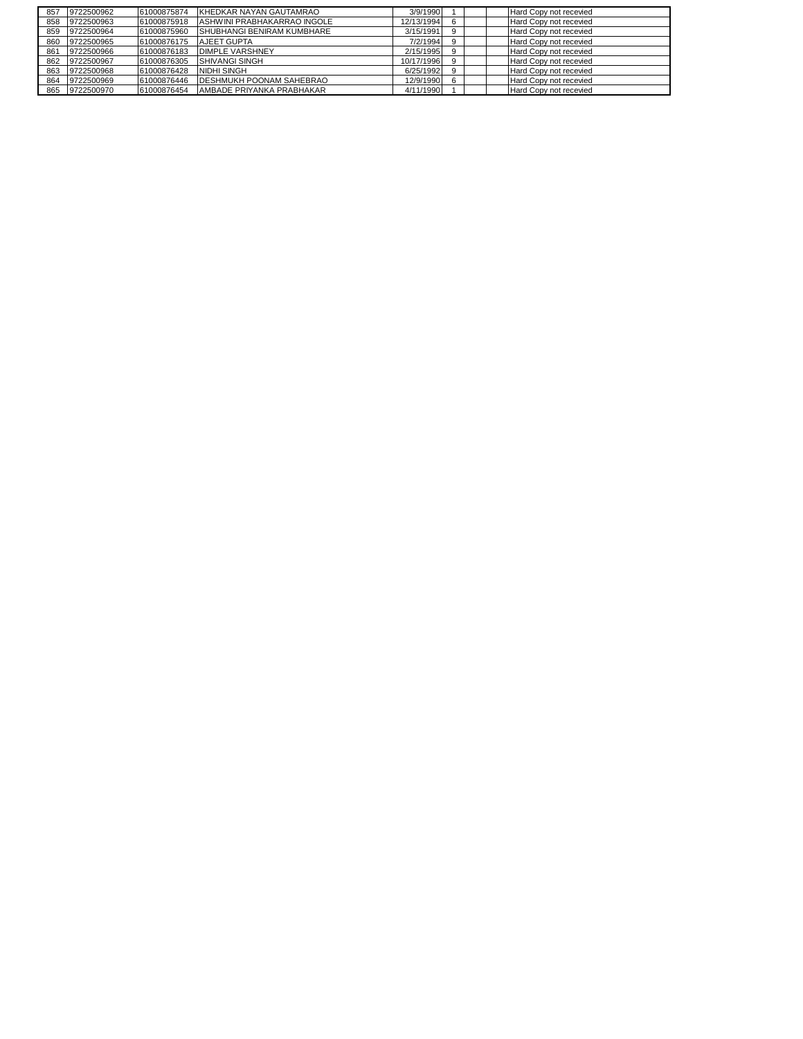| | | | | | | | | |
|---|---|---|---|---|---|---|---|---|
| 857 | 9722500962 | 61000875874 | KHEDKAR NAYAN GAUTAMRAO | 3/9/1990 | 1 | | | Hard Copy not recevied |
| 858 | 9722500963 | 61000875918 | ASHWINI PRABHAKARRAO INGOLE | 12/13/1994 | 6 | | | Hard Copy not recevied |
| 859 | 9722500964 | 61000875960 | SHUBHANGI BENIRAM KUMBHARE | 3/15/1991 | 9 | | | Hard Copy not recevied |
| 860 | 9722500965 | 61000876175 | AJEET GUPTA | 7/2/1994 | 9 | | | Hard Copy not recevied |
| 861 | 9722500966 | 61000876183 | DIMPLE VARSHNEY | 2/15/1995 | 9 | | | Hard Copy not recevied |
| 862 | 9722500967 | 61000876305 | SHIVANGI SINGH | 10/17/1996 | 9 | | | Hard Copy not recevied |
| 863 | 9722500968 | 61000876428 | NIDHI SINGH | 6/25/1992 | 9 | | | Hard Copy not recevied |
| 864 | 9722500969 | 61000876446 | DESHMUKH POONAM SAHEBRAO | 12/9/1990 | 6 | | | Hard Copy not recevied |
| 865 | 9722500970 | 61000876454 | AMBADE PRIYANKA PRABHAKAR | 4/11/1990 | 1 | | | Hard Copy not recevied |